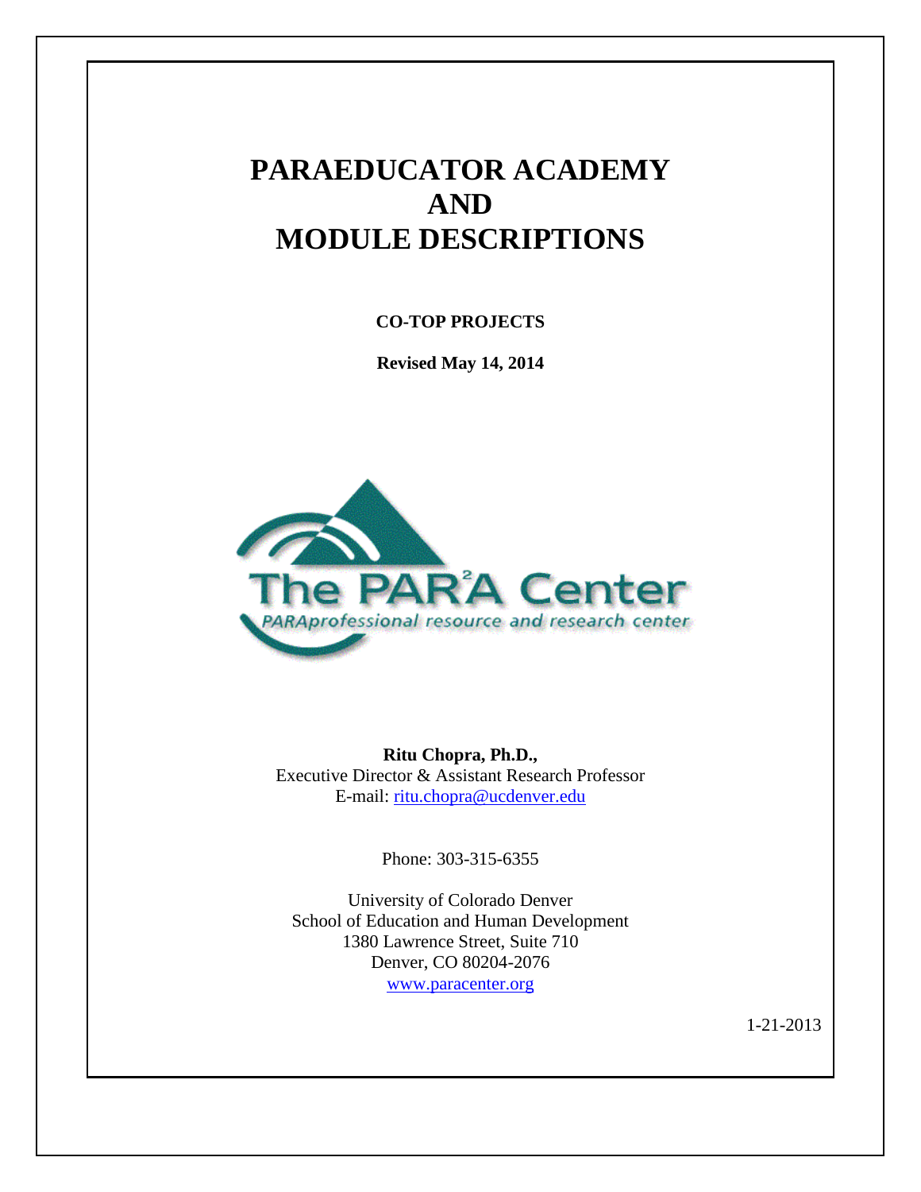# PARAEDUCATOR ACADEMY AND MODULE DESCRIPTIONS

**CO-TOP PROJECTS**

**Revised May 14, 2014**

The PAR²A Center
*PARAprofessional resource and research center*

**Ritu Chopra, Ph.D.,**
Executive Director & Assistant Research Professor
E-mail: ritu.chopra@ucdenver.edu

Phone: 303-315-6355

University of Colorado Denver
School of Education and Human Development
1380 Lawrence Street, Suite 710
Denver, CO 80204-2076
www.paracenter.org

1-21-2013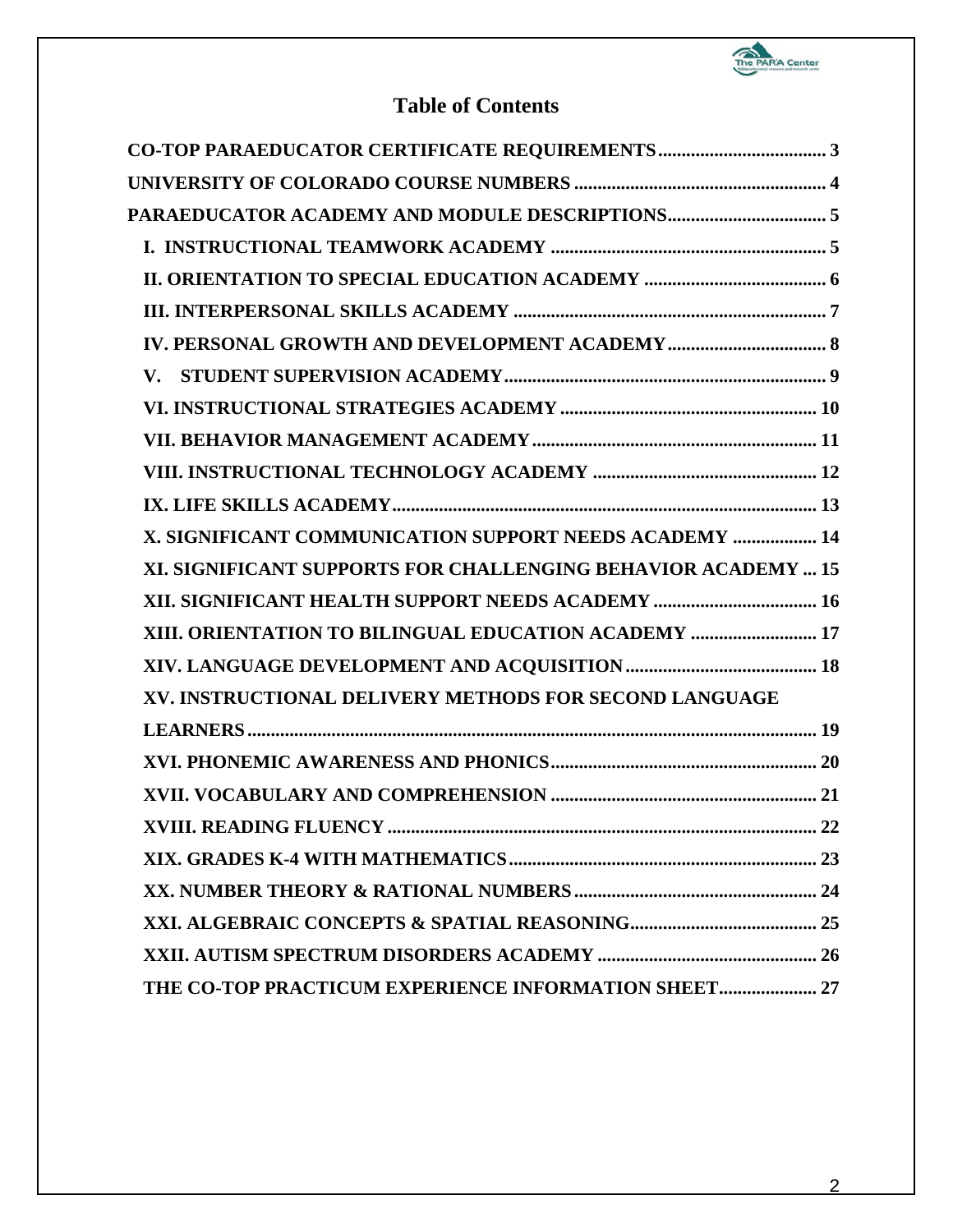# Table of Contents

- CO-TOP PARAEDUCATOR CERTIFICATE REQUIREMENTS .................................... 3
- UNIVERSITY OF COLORADO COURSE NUMBERS ...................................................... 4
- PARAEDUCATOR ACADEMY AND MODULE DESCRIPTIONS.................................. 5
  - I. INSTRUCTIONAL TEAMWORK ACADEMY ........................................................... 5
  - II. ORIENTATION TO SPECIAL EDUCATION ACADEMY ....................................... 6
  - III. INTERPERSONAL SKILLS ACADEMY .................................................................. 7
  - IV. PERSONAL GROWTH AND DEVELOPMENT ACADEMY................................. 8
  - V. STUDENT SUPERVISION ACADEMY..................................................................... 9
  - VI. INSTRUCTIONAL STRATEGIES ACADEMY ....................................................... 10
  - VII. BEHAVIOR MANAGEMENT ACADEMY............................................................. 11
  - VIII. INSTRUCTIONAL TECHNOLOGY ACADEMY ................................................ 12
  - IX. LIFE SKILLS ACADEMY........................................................................................... 13
  - X. SIGNIFICANT COMMUNICATION SUPPORT NEEDS ACADEMY .................. 14
  - XI. SIGNIFICANT SUPPORTS FOR CHALLENGING BEHAVIOR ACADEMY ... 15
  - XII. SIGNIFICANT HEALTH SUPPORT NEEDS ACADEMY ................................... 16
  - XIII. ORIENTATION TO BILINGUAL EDUCATION ACADEMY ........................... 17
  - XIV. LANGUAGE DEVELOPMENT AND ACQUISITION......................................... 18
  - XV. INSTRUCTIONAL DELIVERY METHODS FOR SECOND LANGUAGE LEARNERS........................................................................................................................... 19
  - XVI. PHONEMIC AWARENESS AND PHONICS......................................................... 20
  - XVII. VOCABULARY AND COMPREHENSION ......................................................... 21
  - XVIII. READING FLUENCY ............................................................................................ 22
  - XIX. GRADES K-4 WITH MATHEMATICS.................................................................. 23
  - XX. NUMBER THEORY & RATIONAL NUMBERS .................................................... 24
  - XXI. ALGEBRAIC CONCEPTS & SPATIAL REASONING........................................ 25
  - XXII. AUTISM SPECTRUM DISORDERS ACADEMY ............................................... 26
  - THE CO-TOP PRACTICUM EXPERIENCE INFORMATION SHEET..................... 27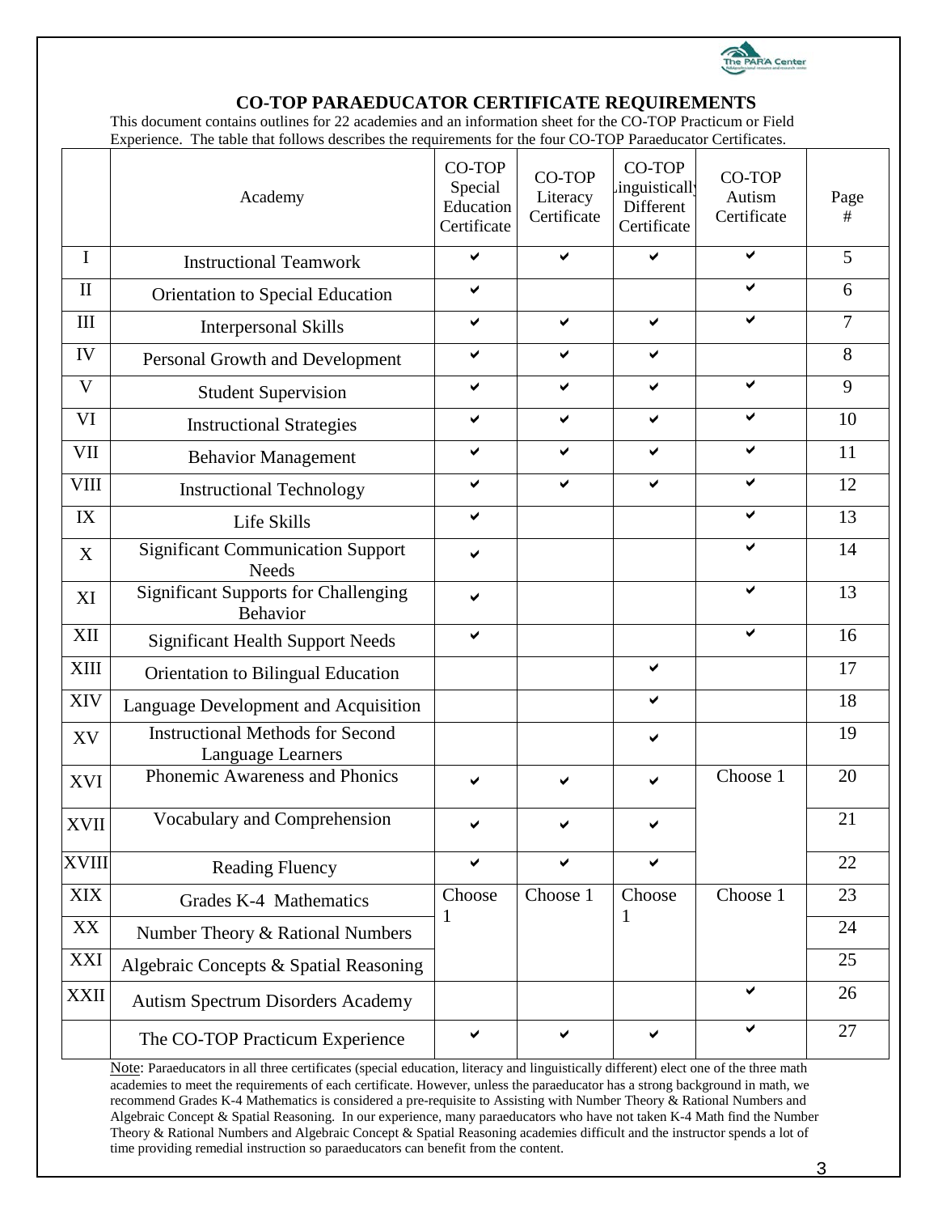## CO-TOP PARAEDUCATOR CERTIFICATE REQUIREMENTS

This document contains outlines for 22 academies and an information sheet for the CO-TOP Practicum or Field Experience. The table that follows describes the requirements for the four CO-TOP Paraeducator Certificates.

| | Academy | CO-TOP Special Education Certificate | CO-TOP Literacy Certificate | CO-TOP Linguistically Different Certificate | CO-TOP Autism Certificate | Page # |
|---|---|---|---|---|---|---|
| I | Instructional Teamwork | ✔ | ✔ | ✔ | ✔ | 5 |
| II | Orientation to Special Education | ✔ | | | ✔ | 6 |
| III | Interpersonal Skills | ✔ | ✔ | ✔ | ✔ | 7 |
| IV | Personal Growth and Development | ✔ | ✔ | ✔ | | 8 |
| V | Student Supervision | ✔ | ✔ | ✔ | ✔ | 9 |
| VI | Instructional Strategies | ✔ | ✔ | ✔ | ✔ | 10 |
| VII | Behavior Management | ✔ | ✔ | ✔ | ✔ | 11 |
| VIII | Instructional Technology | ✔ | ✔ | ✔ | ✔ | 12 |
| IX | Life Skills | ✔ | | | ✔ | 13 |
| X | Significant Communication Support Needs | ✔ | | | ✔ | 14 |
| XI | Significant Supports for Challenging Behavior | ✔ | | | ✔ | 13 |
| XII | Significant Health Support Needs | ✔ | | | ✔ | 16 |
| XIII | Orientation to Bilingual Education | | | ✔ | | 17 |
| XIV | Language Development and Acquisition | | | ✔ | | 18 |
| XV | Instructional Methods for Second Language Learners | | | ✔ | | 19 |
| XVI | Phonemic Awareness and Phonics | ✔ | ✔ | ✔ | Choose 1 | 20 |
| XVII | Vocabulary and Comprehension | ✔ | ✔ | ✔ | | 21 |
| XVIII | Reading Fluency | ✔ | ✔ | ✔ | | 22 |
| XIX | Grades K-4 Mathematics | Choose 1 | Choose 1 | Choose 1 | Choose 1 | 23 |
| XX | Number Theory & Rational Numbers | | | | | 24 |
| XXI | Algebraic Concepts & Spatial Reasoning | | | | | 25 |
| XXII | Autism Spectrum Disorders Academy | | | | ✔ | 26 |
| | The CO-TOP Practicum Experience | ✔ | ✔ | ✔ | ✔ | 27 |

Note: Paraeducators in all three certificates (special education, literacy and linguistically different) elect one of the three math academies to meet the requirements of each certificate. However, unless the paraeducator has a strong background in math, we recommend Grades K-4 Mathematics is considered a pre-requisite to Assisting with Number Theory & Rational Numbers and Algebraic Concept & Spatial Reasoning. In our experience, many paraeducators who have not taken K-4 Math find the Number Theory & Rational Numbers and Algebraic Concept & Spatial Reasoning academies difficult and the instructor spends a lot of time providing remedial instruction so paraeducators can benefit from the content.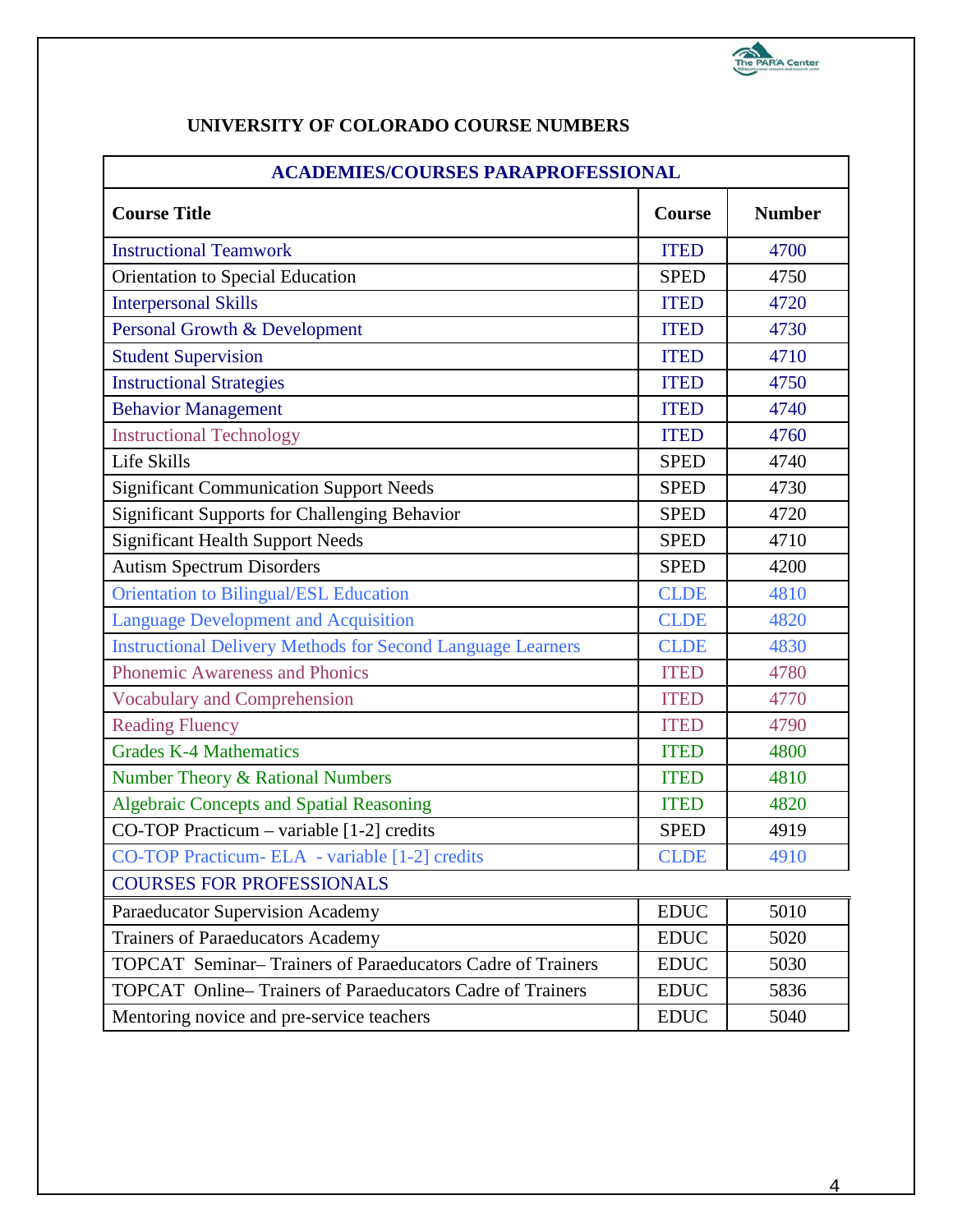## UNIVERSITY OF COLORADO COURSE NUMBERS

| ACADEMIES/COURSES PARAPROFESSIONAL | | |
|---|---|---|
| **Course Title** | **Course** | **Number** |
| Instructional Teamwork | ITED | 4700 |
| Orientation to Special Education | SPED | 4750 |
| Interpersonal Skills | ITED | 4720 |
| Personal Growth & Development | ITED | 4730 |
| Student Supervision | ITED | 4710 |
| Instructional Strategies | ITED | 4750 |
| Behavior Management | ITED | 4740 |
| Instructional Technology | ITED | 4760 |
| Life Skills | SPED | 4740 |
| Significant Communication Support Needs | SPED | 4730 |
| Significant Supports for Challenging Behavior | SPED | 4720 |
| Significant Health Support Needs | SPED | 4710 |
| Autism Spectrum Disorders | SPED | 4200 |
| Orientation to Bilingual/ESL Education | CLDE | 4810 |
| Language Development and Acquisition | CLDE | 4820 |
| Instructional Delivery Methods for Second Language Learners | CLDE | 4830 |
| Phonemic Awareness and Phonics | ITED | 4780 |
| Vocabulary and Comprehension | ITED | 4770 |
| Reading Fluency | ITED | 4790 |
| Grades K-4 Mathematics | ITED | 4800 |
| Number Theory & Rational Numbers | ITED | 4810 |
| Algebraic Concepts and Spatial Reasoning | ITED | 4820 |
| CO-TOP Practicum – variable [1-2] credits | SPED | 4919 |
| CO-TOP Practicum- ELA - variable [1-2] credits | CLDE | 4910 |
| COURSES FOR PROFESSIONALS | | |
| Paraeducator Supervision Academy | EDUC | 5010 |
| Trainers of Paraeducators Academy | EDUC | 5020 |
| TOPCAT Seminar– Trainers of Paraeducators Cadre of Trainers | EDUC | 5030 |
| TOPCAT Online– Trainers of Paraeducators Cadre of Trainers | EDUC | 5836 |
| Mentoring novice and pre-service teachers | EDUC | 5040 |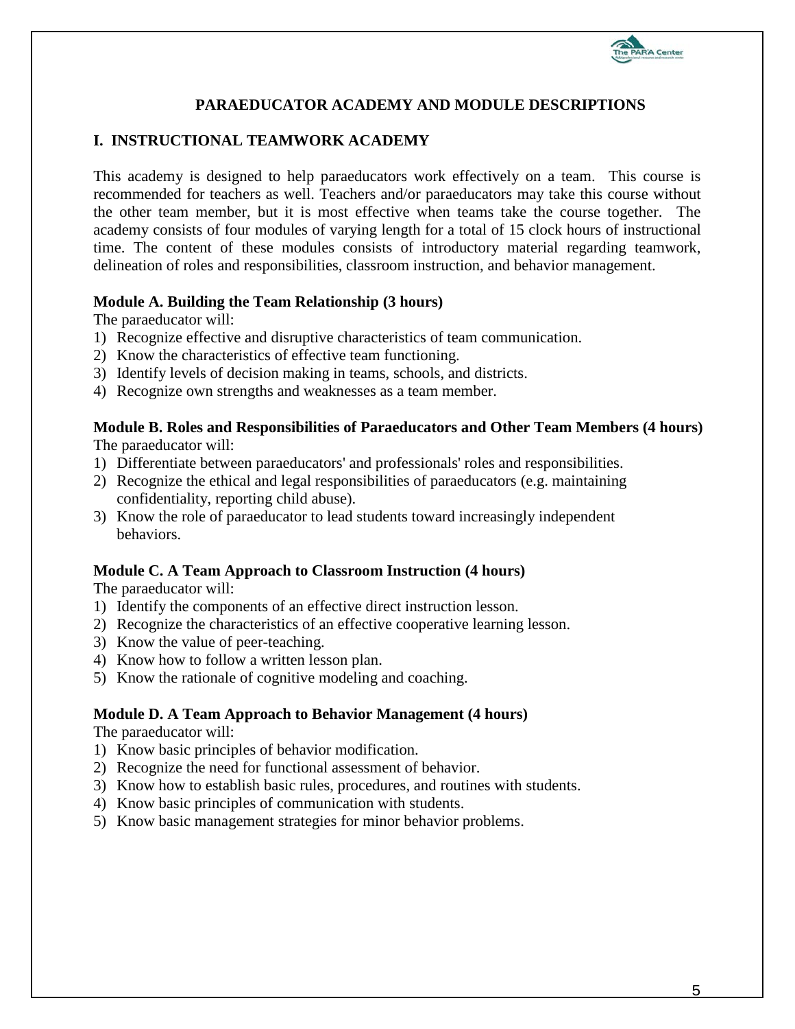# PARAEDUCATOR ACADEMY AND MODULE DESCRIPTIONS

## I. INSTRUCTIONAL TEAMWORK ACADEMY

This academy is designed to help paraeducators work effectively on a team. This course is recommended for teachers as well. Teachers and/or paraeducators may take this course without the other team member, but it is most effective when teams take the course together. The academy consists of four modules of varying length for a total of 15 clock hours of instructional time. The content of these modules consists of introductory material regarding teamwork, delineation of roles and responsibilities, classroom instruction, and behavior management.

### Module A. Building the Team Relationship (3 hours)

The paraeducator will:

1) Recognize effective and disruptive characteristics of team communication.
2) Know the characteristics of effective team functioning.
3) Identify levels of decision making in teams, schools, and districts.
4) Recognize own strengths and weaknesses as a team member.

### Module B. Roles and Responsibilities of Paraeducators and Other Team Members (4 hours)

The paraeducator will:

1) Differentiate between paraeducators' and professionals' roles and responsibilities.
2) Recognize the ethical and legal responsibilities of paraeducators (e.g. maintaining confidentiality, reporting child abuse).
3) Know the role of paraeducator to lead students toward increasingly independent behaviors.

### Module C. A Team Approach to Classroom Instruction (4 hours)

The paraeducator will:

1) Identify the components of an effective direct instruction lesson.
2) Recognize the characteristics of an effective cooperative learning lesson.
3) Know the value of peer-teaching.
4) Know how to follow a written lesson plan.
5) Know the rationale of cognitive modeling and coaching.

### Module D. A Team Approach to Behavior Management (4 hours)

The paraeducator will:

1) Know basic principles of behavior modification.
2) Recognize the need for functional assessment of behavior.
3) Know how to establish basic rules, procedures, and routines with students.
4) Know basic principles of communication with students.
5) Know basic management strategies for minor behavior problems.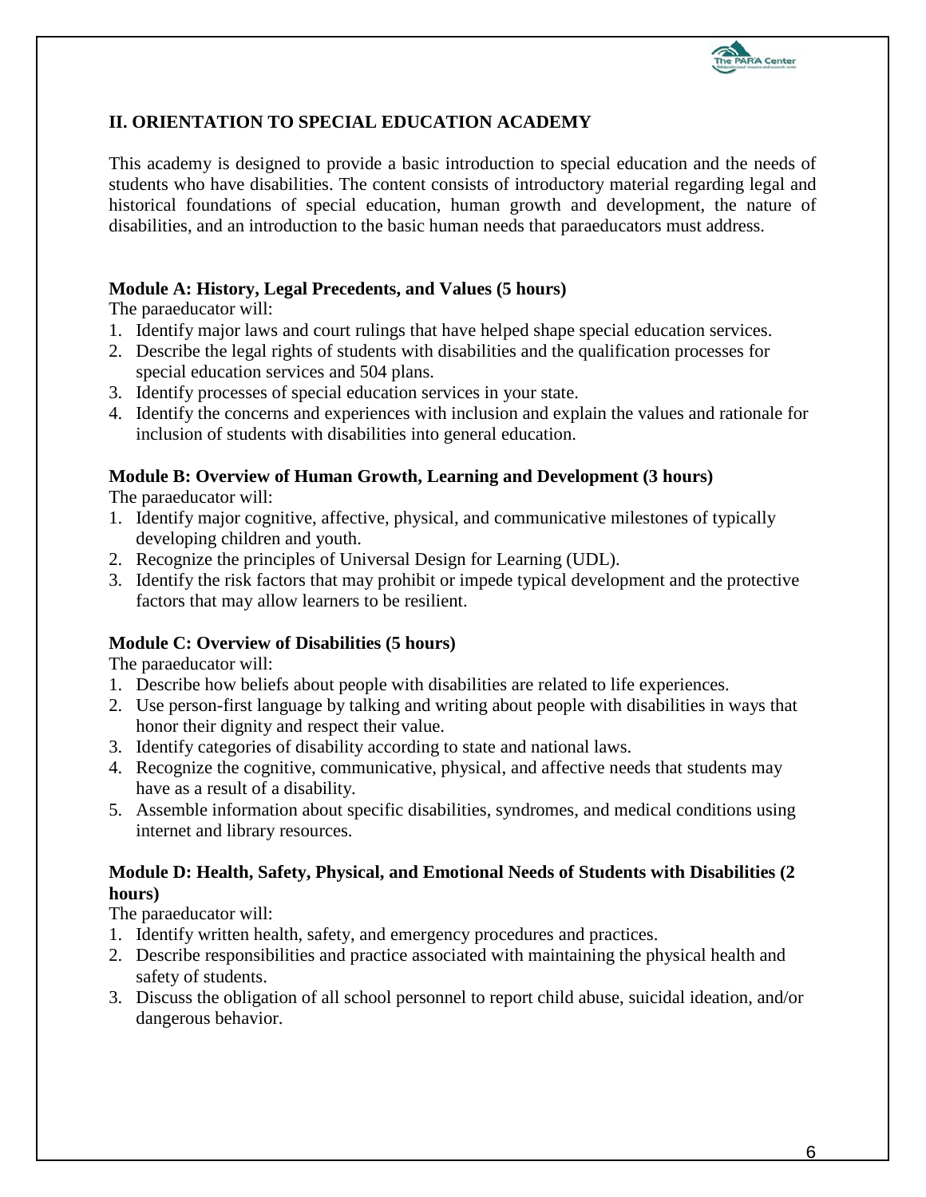## II. ORIENTATION TO SPECIAL EDUCATION ACADEMY

This academy is designed to provide a basic introduction to special education and the needs of students who have disabilities. The content consists of introductory material regarding legal and historical foundations of special education, human growth and development, the nature of disabilities, and an introduction to the basic human needs that paraeducators must address.

### Module A: History, Legal Precedents, and Values (5 hours)

The paraeducator will:

1. Identify major laws and court rulings that have helped shape special education services.
2. Describe the legal rights of students with disabilities and the qualification processes for special education services and 504 plans.
3. Identify processes of special education services in your state.
4. Identify the concerns and experiences with inclusion and explain the values and rationale for inclusion of students with disabilities into general education.

### Module B: Overview of Human Growth, Learning and Development (3 hours)

The paraeducator will:

1. Identify major cognitive, affective, physical, and communicative milestones of typically developing children and youth.
2. Recognize the principles of Universal Design for Learning (UDL).
3. Identify the risk factors that may prohibit or impede typical development and the protective factors that may allow learners to be resilient.

### Module C: Overview of Disabilities (5 hours)

The paraeducator will:

1. Describe how beliefs about people with disabilities are related to life experiences.
2. Use person-first language by talking and writing about people with disabilities in ways that honor their dignity and respect their value.
3. Identify categories of disability according to state and national laws.
4. Recognize the cognitive, communicative, physical, and affective needs that students may have as a result of a disability.
5. Assemble information about specific disabilities, syndromes, and medical conditions using internet and library resources.

### Module D: Health, Safety, Physical, and Emotional Needs of Students with Disabilities (2 hours)

The paraeducator will:

1. Identify written health, safety, and emergency procedures and practices.
2. Describe responsibilities and practice associated with maintaining the physical health and safety of students.
3. Discuss the obligation of all school personnel to report child abuse, suicidal ideation, and/or dangerous behavior.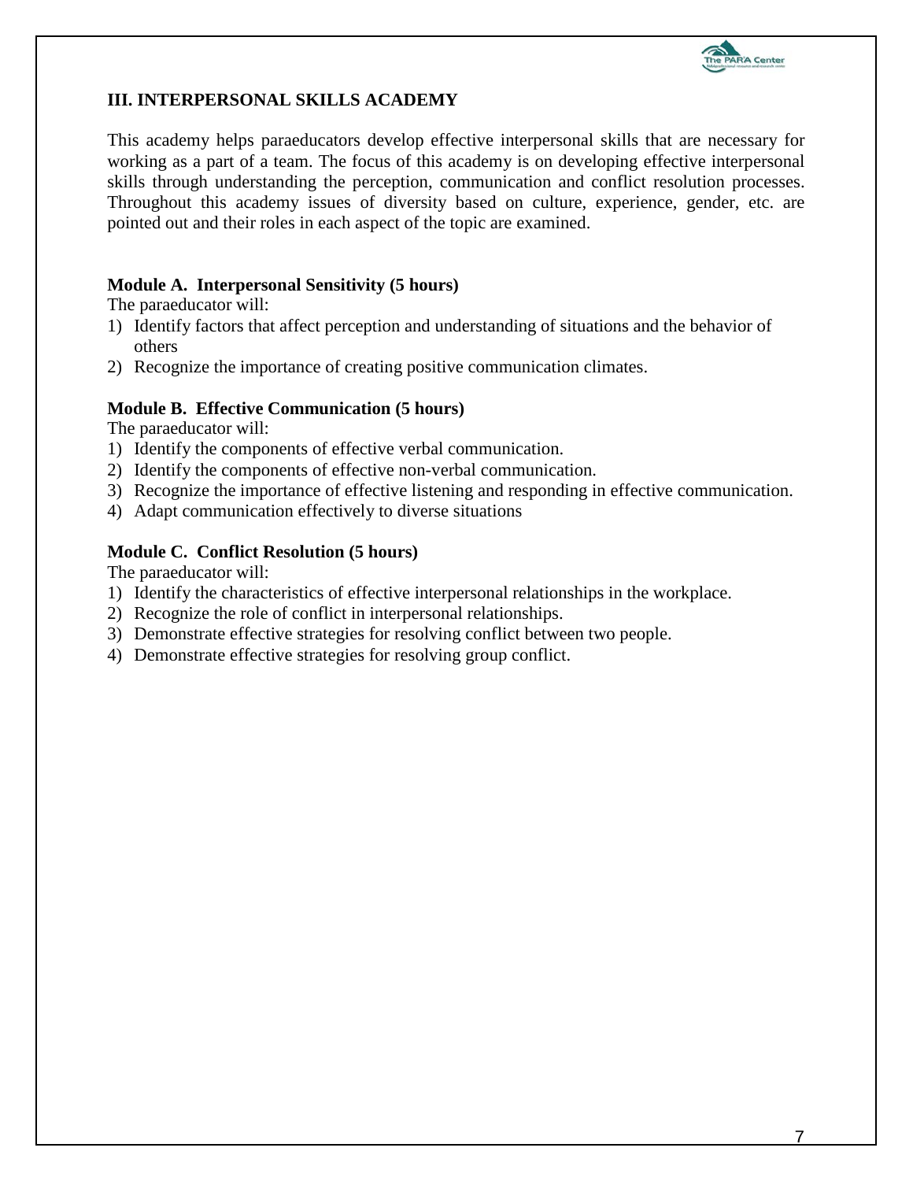## III. INTERPERSONAL SKILLS ACADEMY

This academy helps paraeducators develop effective interpersonal skills that are necessary for working as a part of a team. The focus of this academy is on developing effective interpersonal skills through understanding the perception, communication and conflict resolution processes. Throughout this academy issues of diversity based on culture, experience, gender, etc. are pointed out and their roles in each aspect of the topic are examined.

### Module A. Interpersonal Sensitivity (5 hours)

The paraeducator will:

1) Identify factors that affect perception and understanding of situations and the behavior of others
2) Recognize the importance of creating positive communication climates.

### Module B. Effective Communication (5 hours)

The paraeducator will:

1) Identify the components of effective verbal communication.
2) Identify the components of effective non-verbal communication.
3) Recognize the importance of effective listening and responding in effective communication.
4) Adapt communication effectively to diverse situations

### Module C. Conflict Resolution (5 hours)

The paraeducator will:

1) Identify the characteristics of effective interpersonal relationships in the workplace.
2) Recognize the role of conflict in interpersonal relationships.
3) Demonstrate effective strategies for resolving conflict between two people.
4) Demonstrate effective strategies for resolving group conflict.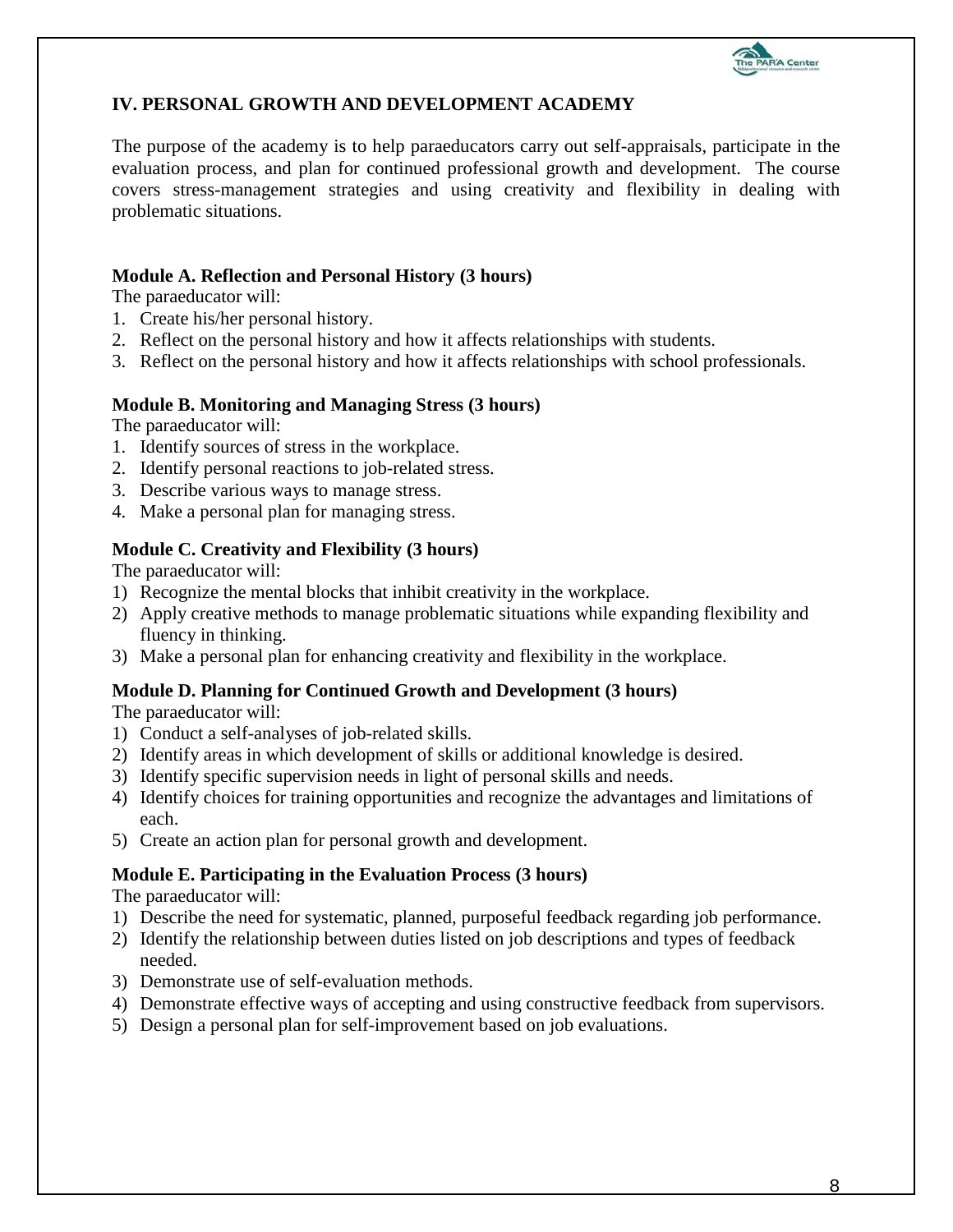## IV. PERSONAL GROWTH AND DEVELOPMENT ACADEMY

The purpose of the academy is to help paraeducators carry out self-appraisals, participate in the evaluation process, and plan for continued professional growth and development. The course covers stress-management strategies and using creativity and flexibility in dealing with problematic situations.

### Module A. Reflection and Personal History (3 hours)

The paraeducator will:

1. Create his/her personal history.
2. Reflect on the personal history and how it affects relationships with students.
3. Reflect on the personal history and how it affects relationships with school professionals.

### Module B. Monitoring and Managing Stress (3 hours)

The paraeducator will:

1. Identify sources of stress in the workplace.
2. Identify personal reactions to job-related stress.
3. Describe various ways to manage stress.
4. Make a personal plan for managing stress.

### Module C. Creativity and Flexibility (3 hours)

The paraeducator will:

1) Recognize the mental blocks that inhibit creativity in the workplace.
2) Apply creative methods to manage problematic situations while expanding flexibility and fluency in thinking.
3) Make a personal plan for enhancing creativity and flexibility in the workplace.

### Module D. Planning for Continued Growth and Development (3 hours)

The paraeducator will:

1) Conduct a self-analyses of job-related skills.
2) Identify areas in which development of skills or additional knowledge is desired.
3) Identify specific supervision needs in light of personal skills and needs.
4) Identify choices for training opportunities and recognize the advantages and limitations of each.
5) Create an action plan for personal growth and development.

### Module E. Participating in the Evaluation Process (3 hours)

The paraeducator will:

1) Describe the need for systematic, planned, purposeful feedback regarding job performance.
2) Identify the relationship between duties listed on job descriptions and types of feedback needed.
3) Demonstrate use of self-evaluation methods.
4) Demonstrate effective ways of accepting and using constructive feedback from supervisors.
5) Design a personal plan for self-improvement based on job evaluations.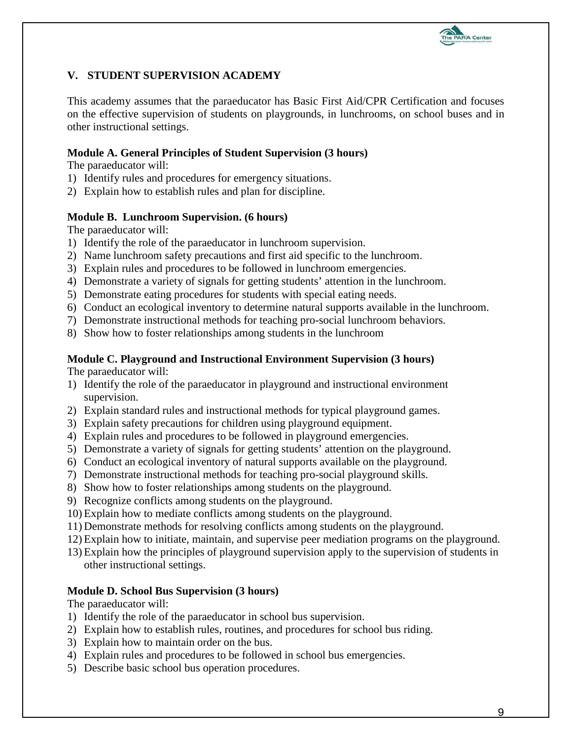## V. STUDENT SUPERVISION ACADEMY

This academy assumes that the paraeducator has Basic First Aid/CPR Certification and focuses on the effective supervision of students on playgrounds, in lunchrooms, on school buses and in other instructional settings.

### Module A. General Principles of Student Supervision (3 hours)

The paraeducator will:

1) Identify rules and procedures for emergency situations.
2) Explain how to establish rules and plan for discipline.

### Module B. Lunchroom Supervision. (6 hours)

The paraeducator will:

1) Identify the role of the paraeducator in lunchroom supervision.
2) Name lunchroom safety precautions and first aid specific to the lunchroom.
3) Explain rules and procedures to be followed in lunchroom emergencies.
4) Demonstrate a variety of signals for getting students' attention in the lunchroom.
5) Demonstrate eating procedures for students with special eating needs.
6) Conduct an ecological inventory to determine natural supports available in the lunchroom.
7) Demonstrate instructional methods for teaching pro-social lunchroom behaviors.
8) Show how to foster relationships among students in the lunchroom

### Module C. Playground and Instructional Environment Supervision (3 hours)

The paraeducator will:

1) Identify the role of the paraeducator in playground and instructional environment supervision.
2) Explain standard rules and instructional methods for typical playground games.
3) Explain safety precautions for children using playground equipment.
4) Explain rules and procedures to be followed in playground emergencies.
5) Demonstrate a variety of signals for getting students' attention on the playground.
6) Conduct an ecological inventory of natural supports available on the playground.
7) Demonstrate instructional methods for teaching pro-social playground skills.
8) Show how to foster relationships among students on the playground.
9) Recognize conflicts among students on the playground.
10) Explain how to mediate conflicts among students on the playground.
11) Demonstrate methods for resolving conflicts among students on the playground.
12) Explain how to initiate, maintain, and supervise peer mediation programs on the playground.
13) Explain how the principles of playground supervision apply to the supervision of students in other instructional settings.

### Module D. School Bus Supervision (3 hours)

The paraeducator will:

1) Identify the role of the paraeducator in school bus supervision.
2) Explain how to establish rules, routines, and procedures for school bus riding.
3) Explain how to maintain order on the bus.
4) Explain rules and procedures to be followed in school bus emergencies.
5) Describe basic school bus operation procedures.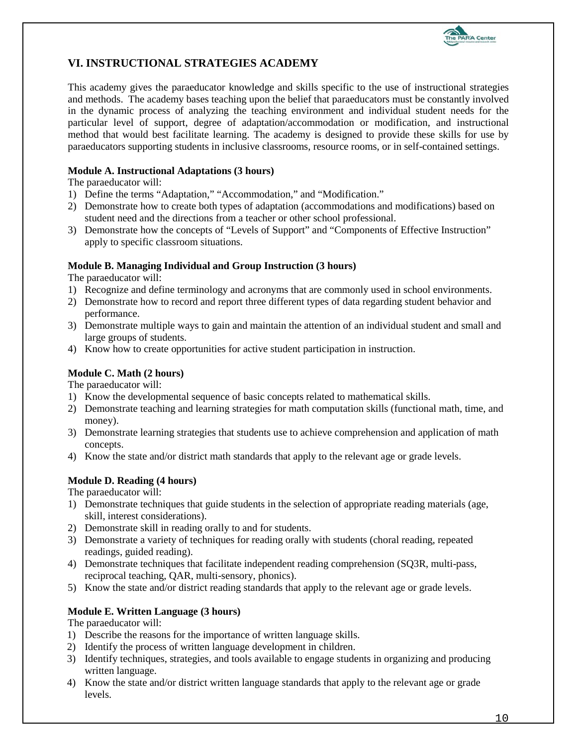## VI. INSTRUCTIONAL STRATEGIES ACADEMY

This academy gives the paraeducator knowledge and skills specific to the use of instructional strategies and methods. The academy bases teaching upon the belief that paraeducators must be constantly involved in the dynamic process of analyzing the teaching environment and individual student needs for the particular level of support, degree of adaptation/accommodation or modification, and instructional method that would best facilitate learning. The academy is designed to provide these skills for use by paraeducators supporting students in inclusive classrooms, resource rooms, or in self-contained settings.

**Module A. Instructional Adaptations (3 hours)**

The paraeducator will:

1) Define the terms "Adaptation," "Accommodation," and "Modification."
2) Demonstrate how to create both types of adaptation (accommodations and modifications) based on student need and the directions from a teacher or other school professional.
3) Demonstrate how the concepts of "Levels of Support" and "Components of Effective Instruction" apply to specific classroom situations.

**Module B. Managing Individual and Group Instruction (3 hours)**

The paraeducator will:

1) Recognize and define terminology and acronyms that are commonly used in school environments.
2) Demonstrate how to record and report three different types of data regarding student behavior and performance.
3) Demonstrate multiple ways to gain and maintain the attention of an individual student and small and large groups of students.
4) Know how to create opportunities for active student participation in instruction.

**Module C. Math (2 hours)**

The paraeducator will:

1) Know the developmental sequence of basic concepts related to mathematical skills.
2) Demonstrate teaching and learning strategies for math computation skills (functional math, time, and money).
3) Demonstrate learning strategies that students use to achieve comprehension and application of math concepts.
4) Know the state and/or district math standards that apply to the relevant age or grade levels.

**Module D. Reading (4 hours)**

The paraeducator will:

1) Demonstrate techniques that guide students in the selection of appropriate reading materials (age, skill, interest considerations).
2) Demonstrate skill in reading orally to and for students.
3) Demonstrate a variety of techniques for reading orally with students (choral reading, repeated readings, guided reading).
4) Demonstrate techniques that facilitate independent reading comprehension (SQ3R, multi-pass, reciprocal teaching, QAR, multi-sensory, phonics).
5) Know the state and/or district reading standards that apply to the relevant age or grade levels.

**Module E. Written Language (3 hours)**

The paraeducator will:

1) Describe the reasons for the importance of written language skills.
2) Identify the process of written language development in children.
3) Identify techniques, strategies, and tools available to engage students in organizing and producing written language.
4) Know the state and/or district written language standards that apply to the relevant age or grade levels.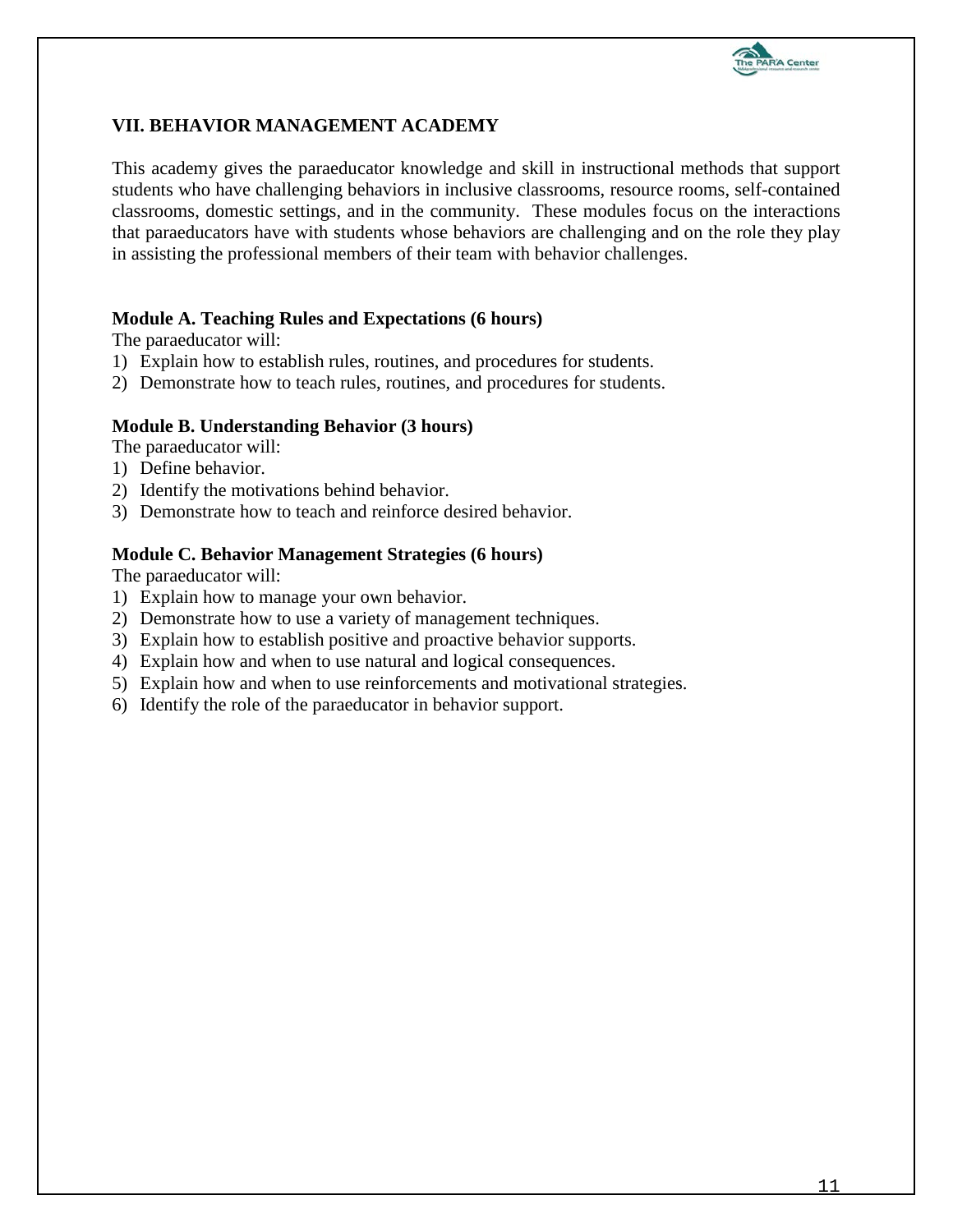## VII. BEHAVIOR MANAGEMENT ACADEMY

This academy gives the paraeducator knowledge and skill in instructional methods that support students who have challenging behaviors in inclusive classrooms, resource rooms, self-contained classrooms, domestic settings, and in the community. These modules focus on the interactions that paraeducators have with students whose behaviors are challenging and on the role they play in assisting the professional members of their team with behavior challenges.

### Module A. Teaching Rules and Expectations (6 hours)

The paraeducator will:

1) Explain how to establish rules, routines, and procedures for students.
2) Demonstrate how to teach rules, routines, and procedures for students.

### Module B. Understanding Behavior (3 hours)

The paraeducator will:

1) Define behavior.
2) Identify the motivations behind behavior.
3) Demonstrate how to teach and reinforce desired behavior.

### Module C. Behavior Management Strategies (6 hours)

The paraeducator will:

1) Explain how to manage your own behavior.
2) Demonstrate how to use a variety of management techniques.
3) Explain how to establish positive and proactive behavior supports.
4) Explain how and when to use natural and logical consequences.
5) Explain how and when to use reinforcements and motivational strategies.
6) Identify the role of the paraeducator in behavior support.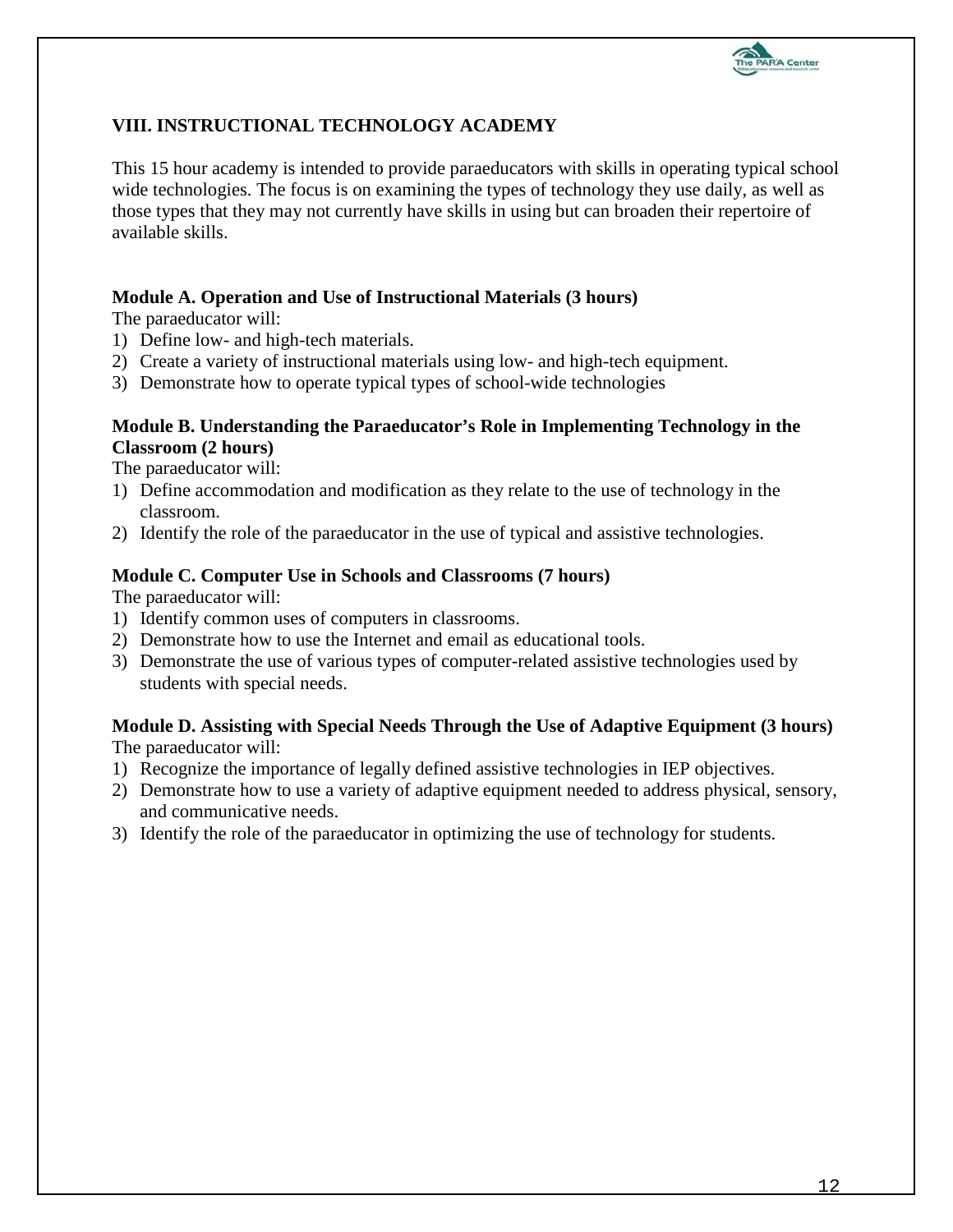## VIII. INSTRUCTIONAL TECHNOLOGY ACADEMY

This 15 hour academy is intended to provide paraeducators with skills in operating typical school wide technologies. The focus is on examining the types of technology they use daily, as well as those types that they may not currently have skills in using but can broaden their repertoire of available skills.

### Module A. Operation and Use of Instructional Materials (3 hours)

The paraeducator will:

1) Define low- and high-tech materials.
2) Create a variety of instructional materials using low- and high-tech equipment.
3) Demonstrate how to operate typical types of school-wide technologies

### Module B. Understanding the Paraeducator's Role in Implementing Technology in the Classroom (2 hours)

The paraeducator will:

1) Define accommodation and modification as they relate to the use of technology in the classroom.
2) Identify the role of the paraeducator in the use of typical and assistive technologies.

### Module C. Computer Use in Schools and Classrooms (7 hours)

The paraeducator will:

1) Identify common uses of computers in classrooms.
2) Demonstrate how to use the Internet and email as educational tools.
3) Demonstrate the use of various types of computer-related assistive technologies used by students with special needs.

### Module D. Assisting with Special Needs Through the Use of Adaptive Equipment (3 hours)

The paraeducator will:

1) Recognize the importance of legally defined assistive technologies in IEP objectives.
2) Demonstrate how to use a variety of adaptive equipment needed to address physical, sensory, and communicative needs.
3) Identify the role of the paraeducator in optimizing the use of technology for students.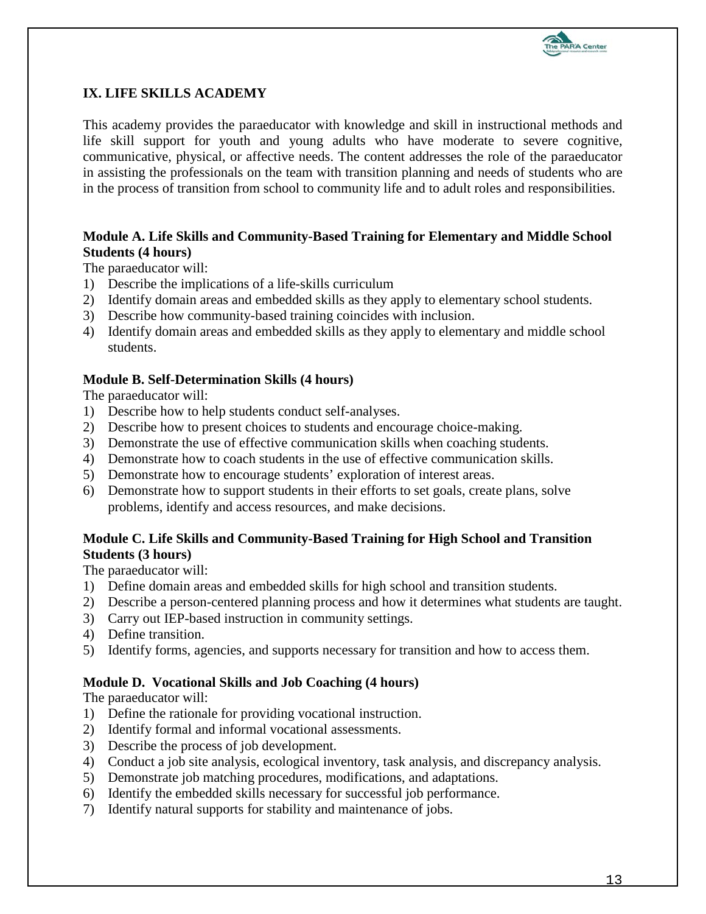## IX. LIFE SKILLS ACADEMY

This academy provides the paraeducator with knowledge and skill in instructional methods and life skill support for youth and young adults who have moderate to severe cognitive, communicative, physical, or affective needs. The content addresses the role of the paraeducator in assisting the professionals on the team with transition planning and needs of students who are in the process of transition from school to community life and to adult roles and responsibilities.

### Module A. Life Skills and Community-Based Training for Elementary and Middle School Students (4 hours)

The paraeducator will:

1) Describe the implications of a life-skills curriculum
2) Identify domain areas and embedded skills as they apply to elementary school students.
3) Describe how community-based training coincides with inclusion.
4) Identify domain areas and embedded skills as they apply to elementary and middle school students.

### Module B. Self-Determination Skills (4 hours)

The paraeducator will:

1) Describe how to help students conduct self-analyses.
2) Describe how to present choices to students and encourage choice-making.
3) Demonstrate the use of effective communication skills when coaching students.
4) Demonstrate how to coach students in the use of effective communication skills.
5) Demonstrate how to encourage students' exploration of interest areas.
6) Demonstrate how to support students in their efforts to set goals, create plans, solve problems, identify and access resources, and make decisions.

### Module C. Life Skills and Community-Based Training for High School and Transition Students (3 hours)

The paraeducator will:

1) Define domain areas and embedded skills for high school and transition students.
2) Describe a person-centered planning process and how it determines what students are taught.
3) Carry out IEP-based instruction in community settings.
4) Define transition.
5) Identify forms, agencies, and supports necessary for transition and how to access them.

### Module D. Vocational Skills and Job Coaching (4 hours)

The paraeducator will:

1) Define the rationale for providing vocational instruction.
2) Identify formal and informal vocational assessments.
3) Describe the process of job development.
4) Conduct a job site analysis, ecological inventory, task analysis, and discrepancy analysis.
5) Demonstrate job matching procedures, modifications, and adaptations.
6) Identify the embedded skills necessary for successful job performance.
7) Identify natural supports for stability and maintenance of jobs.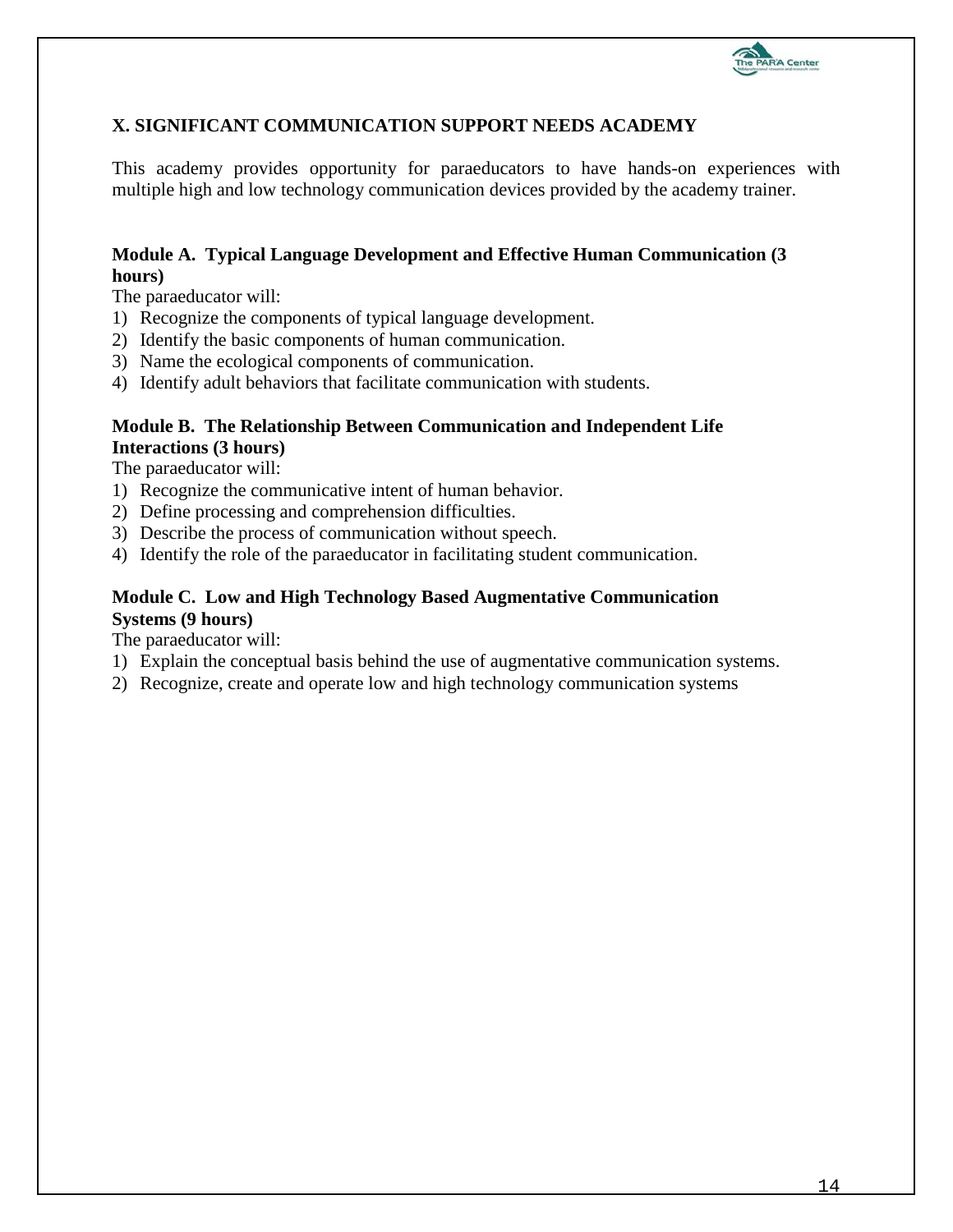## X. SIGNIFICANT COMMUNICATION SUPPORT NEEDS ACADEMY

This academy provides opportunity for paraeducators to have hands-on experiences with multiple high and low technology communication devices provided by the academy trainer.

### Module A. Typical Language Development and Effective Human Communication (3 hours)

The paraeducator will:

1) Recognize the components of typical language development.
2) Identify the basic components of human communication.
3) Name the ecological components of communication.
4) Identify adult behaviors that facilitate communication with students.

### Module B. The Relationship Between Communication and Independent Life Interactions (3 hours)

The paraeducator will:

1) Recognize the communicative intent of human behavior.
2) Define processing and comprehension difficulties.
3) Describe the process of communication without speech.
4) Identify the role of the paraeducator in facilitating student communication.

### Module C. Low and High Technology Based Augmentative Communication Systems (9 hours)

The paraeducator will:

1) Explain the conceptual basis behind the use of augmentative communication systems.
2) Recognize, create and operate low and high technology communication systems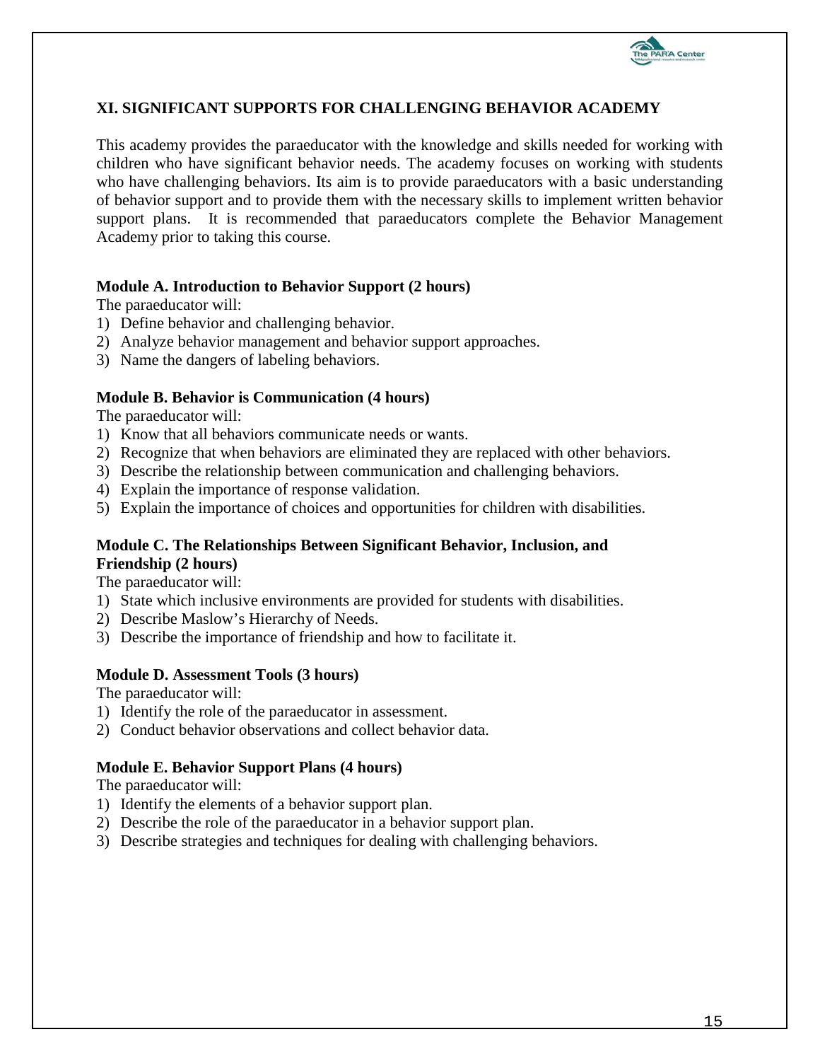## XI. SIGNIFICANT SUPPORTS FOR CHALLENGING BEHAVIOR ACADEMY

This academy provides the paraeducator with the knowledge and skills needed for working with children who have significant behavior needs. The academy focuses on working with students who have challenging behaviors. Its aim is to provide paraeducators with a basic understanding of behavior support and to provide them with the necessary skills to implement written behavior support plans. It is recommended that paraeducators complete the Behavior Management Academy prior to taking this course.

**Module A. Introduction to Behavior Support (2 hours)**

The paraeducator will:

1) Define behavior and challenging behavior.
2) Analyze behavior management and behavior support approaches.
3) Name the dangers of labeling behaviors.

**Module B. Behavior is Communication (4 hours)**

The paraeducator will:

1) Know that all behaviors communicate needs or wants.
2) Recognize that when behaviors are eliminated they are replaced with other behaviors.
3) Describe the relationship between communication and challenging behaviors.
4) Explain the importance of response validation.
5) Explain the importance of choices and opportunities for children with disabilities.

**Module C. The Relationships Between Significant Behavior, Inclusion, and Friendship (2 hours)**

The paraeducator will:

1) State which inclusive environments are provided for students with disabilities.
2) Describe Maslow's Hierarchy of Needs.
3) Describe the importance of friendship and how to facilitate it.

**Module D. Assessment Tools (3 hours)**

The paraeducator will:

1) Identify the role of the paraeducator in assessment.
2) Conduct behavior observations and collect behavior data.

**Module E. Behavior Support Plans (4 hours)**

The paraeducator will:

1) Identify the elements of a behavior support plan.
2) Describe the role of the paraeducator in a behavior support plan.
3) Describe strategies and techniques for dealing with challenging behaviors.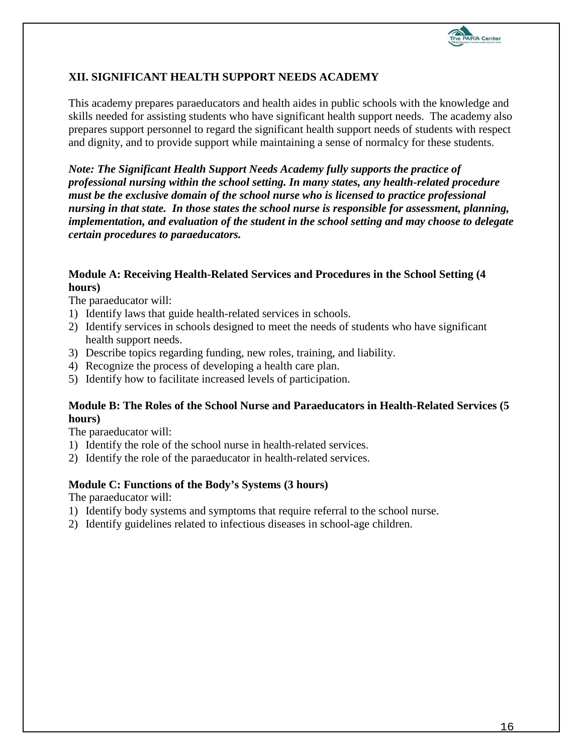## XII. SIGNIFICANT HEALTH SUPPORT NEEDS ACADEMY

This academy prepares paraeducators and health aides in public schools with the knowledge and skills needed for assisting students who have significant health support needs. The academy also prepares support personnel to regard the significant health support needs of students with respect and dignity, and to provide support while maintaining a sense of normalcy for these students.

***Note: The Significant Health Support Needs Academy fully supports the practice of professional nursing within the school setting. In many states, any health-related procedure must be the exclusive domain of the school nurse who is licensed to practice professional nursing in that state. In those states the school nurse is responsible for assessment, planning, implementation, and evaluation of the student in the school setting and may choose to delegate certain procedures to paraeducators.***

### Module A: Receiving Health-Related Services and Procedures in the School Setting (4 hours)

The paraeducator will:

1) Identify laws that guide health-related services in schools.
2) Identify services in schools designed to meet the needs of students who have significant health support needs.
3) Describe topics regarding funding, new roles, training, and liability.
4) Recognize the process of developing a health care plan.
5) Identify how to facilitate increased levels of participation.

### Module B: The Roles of the School Nurse and Paraeducators in Health-Related Services (5 hours)

The paraeducator will:

1) Identify the role of the school nurse in health-related services.
2) Identify the role of the paraeducator in health-related services.

### Module C: Functions of the Body's Systems (3 hours)

The paraeducator will:

1) Identify body systems and symptoms that require referral to the school nurse.
2) Identify guidelines related to infectious diseases in school-age children.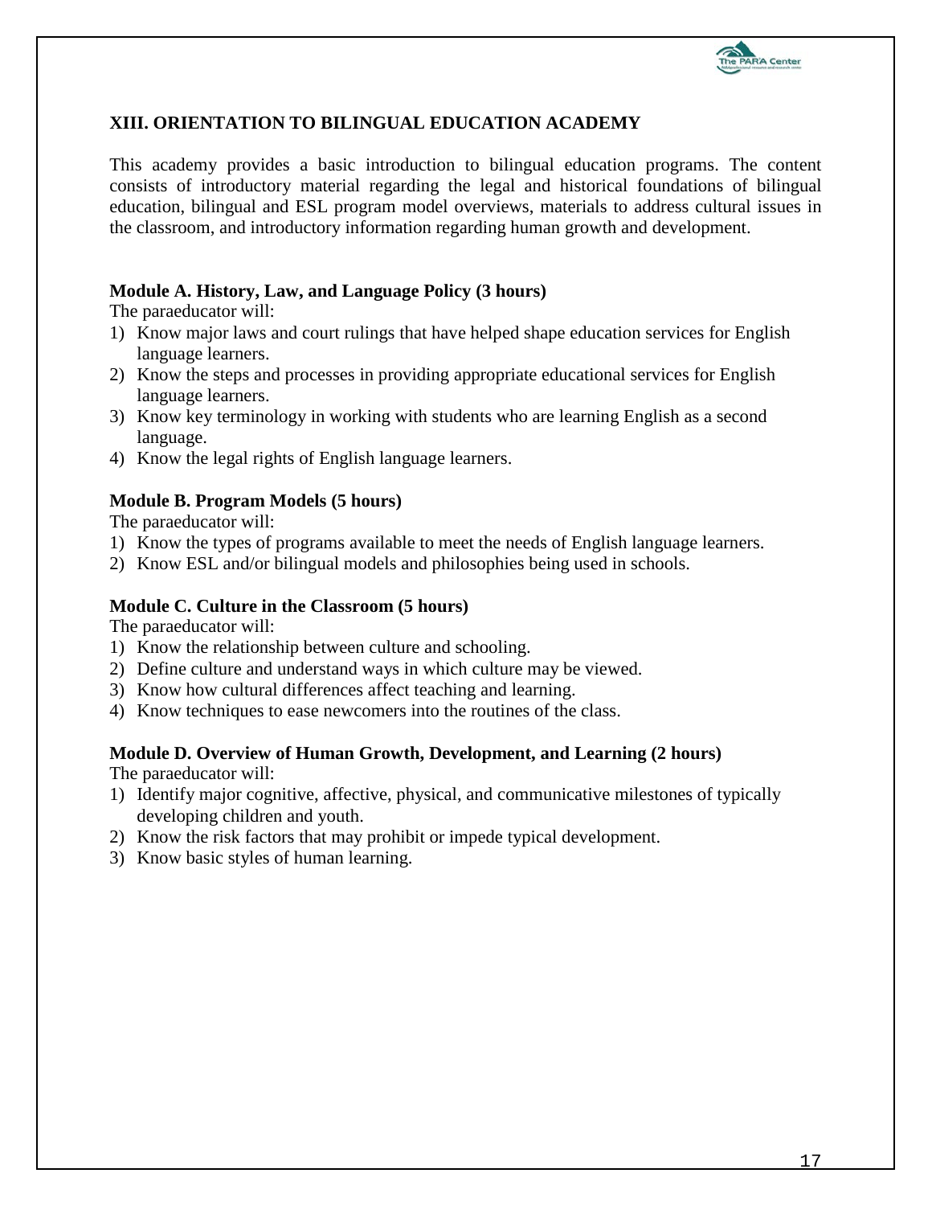## XIII. ORIENTATION TO BILINGUAL EDUCATION ACADEMY

This academy provides a basic introduction to bilingual education programs. The content consists of introductory material regarding the legal and historical foundations of bilingual education, bilingual and ESL program model overviews, materials to address cultural issues in the classroom, and introductory information regarding human growth and development.

### Module A. History, Law, and Language Policy (3 hours)

The paraeducator will:

1) Know major laws and court rulings that have helped shape education services for English language learners.
2) Know the steps and processes in providing appropriate educational services for English language learners.
3) Know key terminology in working with students who are learning English as a second language.
4) Know the legal rights of English language learners.

### Module B. Program Models (5 hours)

The paraeducator will:

1) Know the types of programs available to meet the needs of English language learners.
2) Know ESL and/or bilingual models and philosophies being used in schools.

### Module C. Culture in the Classroom (5 hours)

The paraeducator will:

1) Know the relationship between culture and schooling.
2) Define culture and understand ways in which culture may be viewed.
3) Know how cultural differences affect teaching and learning.
4) Know techniques to ease newcomers into the routines of the class.

### Module D. Overview of Human Growth, Development, and Learning (2 hours)

The paraeducator will:

1) Identify major cognitive, affective, physical, and communicative milestones of typically developing children and youth.
2) Know the risk factors that may prohibit or impede typical development.
3) Know basic styles of human learning.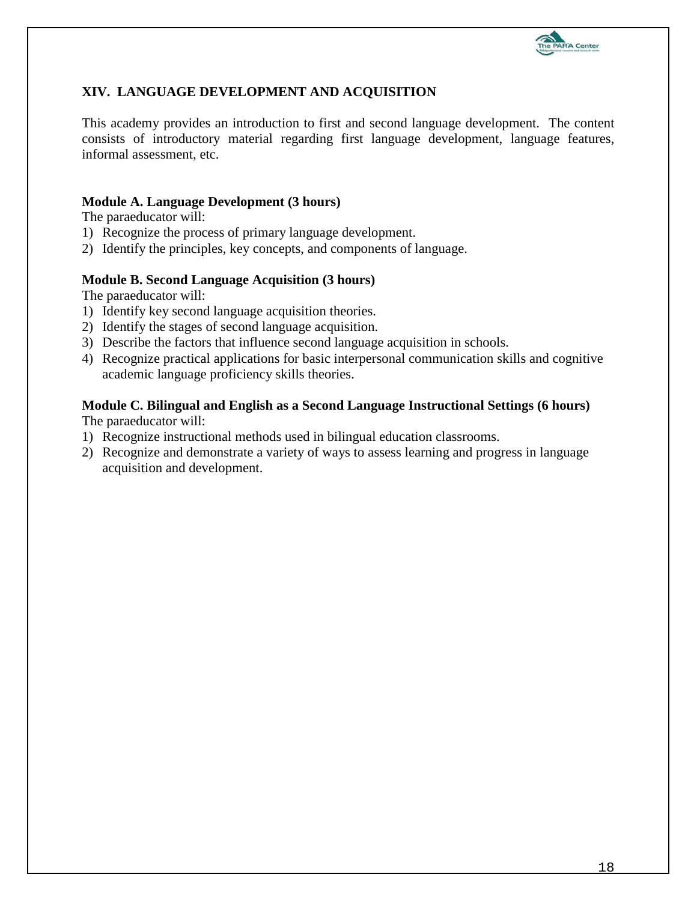## XIV. LANGUAGE DEVELOPMENT AND ACQUISITION

This academy provides an introduction to first and second language development. The content consists of introductory material regarding first language development, language features, informal assessment, etc.

**Module A. Language Development (3 hours)**

The paraeducator will:

1) Recognize the process of primary language development.
2) Identify the principles, key concepts, and components of language.

**Module B. Second Language Acquisition (3 hours)**

The paraeducator will:

1) Identify key second language acquisition theories.
2) Identify the stages of second language acquisition.
3) Describe the factors that influence second language acquisition in schools.
4) Recognize practical applications for basic interpersonal communication skills and cognitive academic language proficiency skills theories.

**Module C. Bilingual and English as a Second Language Instructional Settings (6 hours)**

The paraeducator will:

1) Recognize instructional methods used in bilingual education classrooms.
2) Recognize and demonstrate a variety of ways to assess learning and progress in language acquisition and development.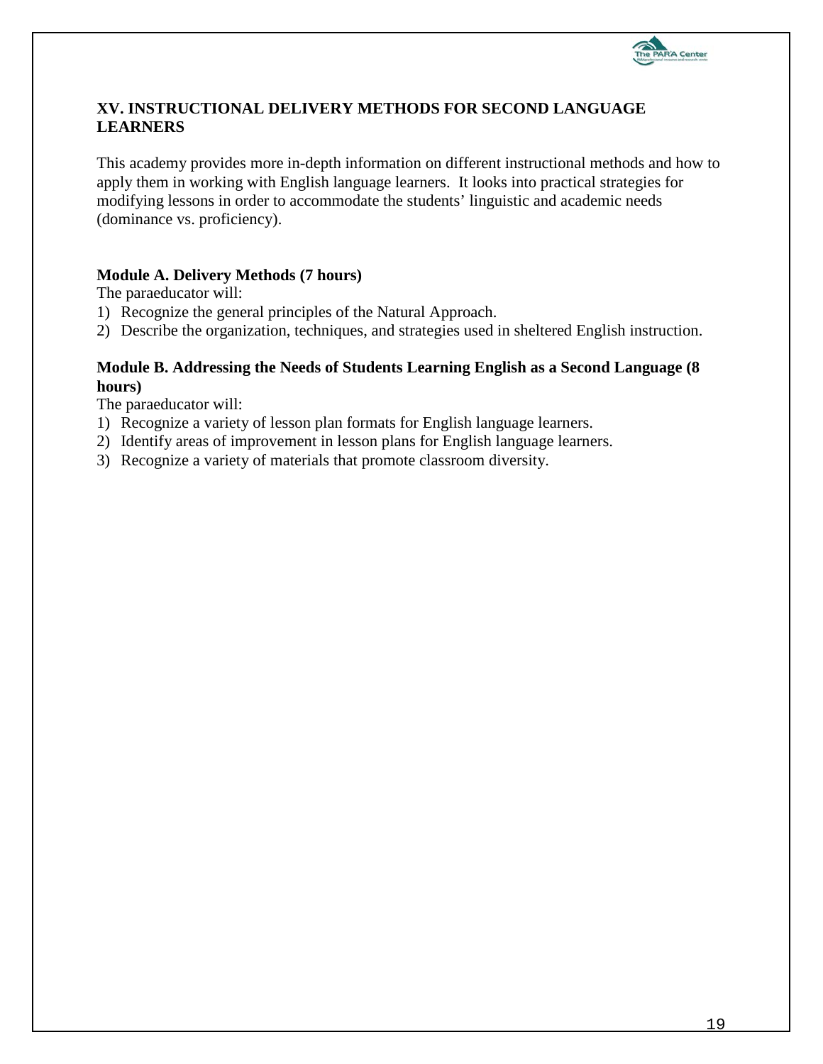## XV. INSTRUCTIONAL DELIVERY METHODS FOR SECOND LANGUAGE LEARNERS

This academy provides more in-depth information on different instructional methods and how to apply them in working with English language learners. It looks into practical strategies for modifying lessons in order to accommodate the students' linguistic and academic needs (dominance vs. proficiency).

### Module A. Delivery Methods (7 hours)

The paraeducator will:

1) Recognize the general principles of the Natural Approach.
2) Describe the organization, techniques, and strategies used in sheltered English instruction.

### Module B. Addressing the Needs of Students Learning English as a Second Language (8 hours)

The paraeducator will:

1) Recognize a variety of lesson plan formats for English language learners.
2) Identify areas of improvement in lesson plans for English language learners.
3) Recognize a variety of materials that promote classroom diversity.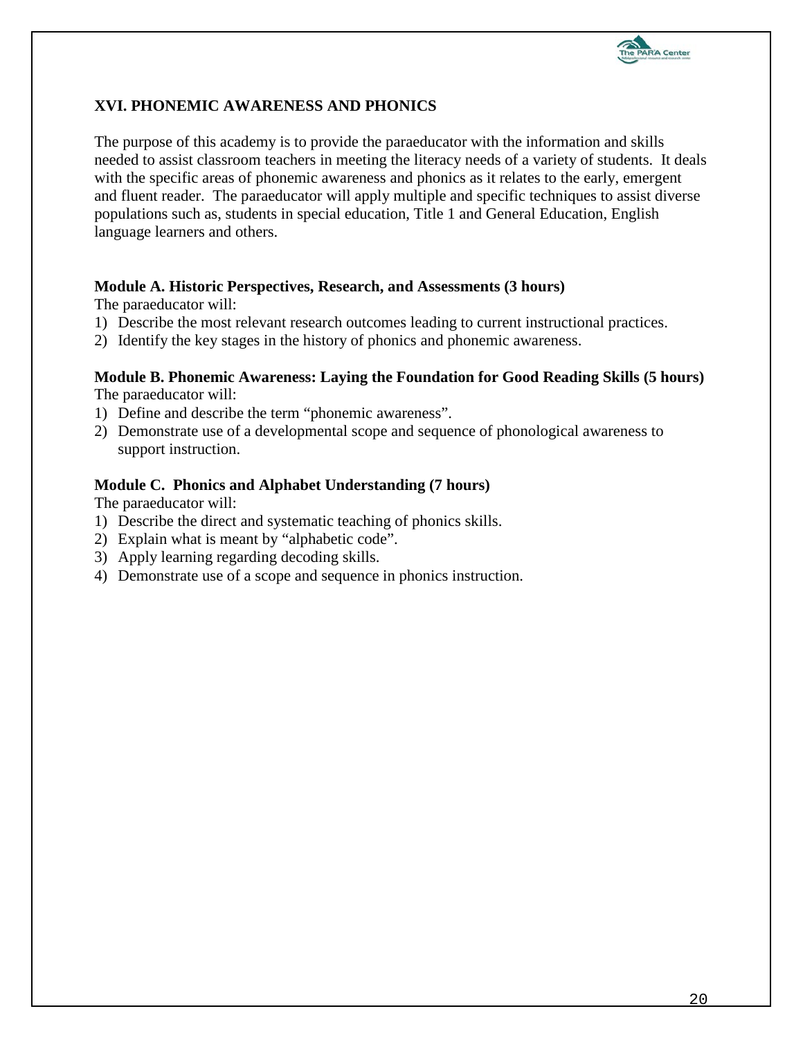## XVI. PHONEMIC AWARENESS AND PHONICS

The purpose of this academy is to provide the paraeducator with the information and skills needed to assist classroom teachers in meeting the literacy needs of a variety of students. It deals with the specific areas of phonemic awareness and phonics as it relates to the early, emergent and fluent reader. The paraeducator will apply multiple and specific techniques to assist diverse populations such as, students in special education, Title 1 and General Education, English language learners and others.

### Module A. Historic Perspectives, Research, and Assessments (3 hours)

The paraeducator will:

1) Describe the most relevant research outcomes leading to current instructional practices.
2) Identify the key stages in the history of phonics and phonemic awareness.

### Module B. Phonemic Awareness: Laying the Foundation for Good Reading Skills (5 hours)

The paraeducator will:

1) Define and describe the term "phonemic awareness".
2) Demonstrate use of a developmental scope and sequence of phonological awareness to support instruction.

### Module C. Phonics and Alphabet Understanding (7 hours)

The paraeducator will:

1) Describe the direct and systematic teaching of phonics skills.
2) Explain what is meant by "alphabetic code".
3) Apply learning regarding decoding skills.
4) Demonstrate use of a scope and sequence in phonics instruction.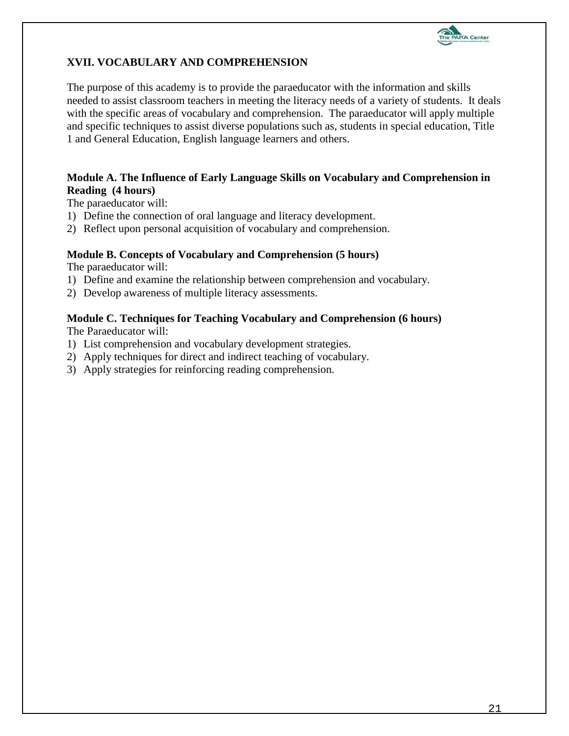## XVII. VOCABULARY AND COMPREHENSION

The purpose of this academy is to provide the paraeducator with the information and skills needed to assist classroom teachers in meeting the literacy needs of a variety of students. It deals with the specific areas of vocabulary and comprehension. The paraeducator will apply multiple and specific techniques to assist diverse populations such as, students in special education, Title 1 and General Education, English language learners and others.

### Module A. The Influence of Early Language Skills on Vocabulary and Comprehension in Reading (4 hours)

The paraeducator will:

1) Define the connection of oral language and literacy development.
2) Reflect upon personal acquisition of vocabulary and comprehension.

### Module B. Concepts of Vocabulary and Comprehension (5 hours)

The paraeducator will:

1) Define and examine the relationship between comprehension and vocabulary.
2) Develop awareness of multiple literacy assessments.

### Module C. Techniques for Teaching Vocabulary and Comprehension (6 hours)

The Paraeducator will:

1) List comprehension and vocabulary development strategies.
2) Apply techniques for direct and indirect teaching of vocabulary.
3) Apply strategies for reinforcing reading comprehension.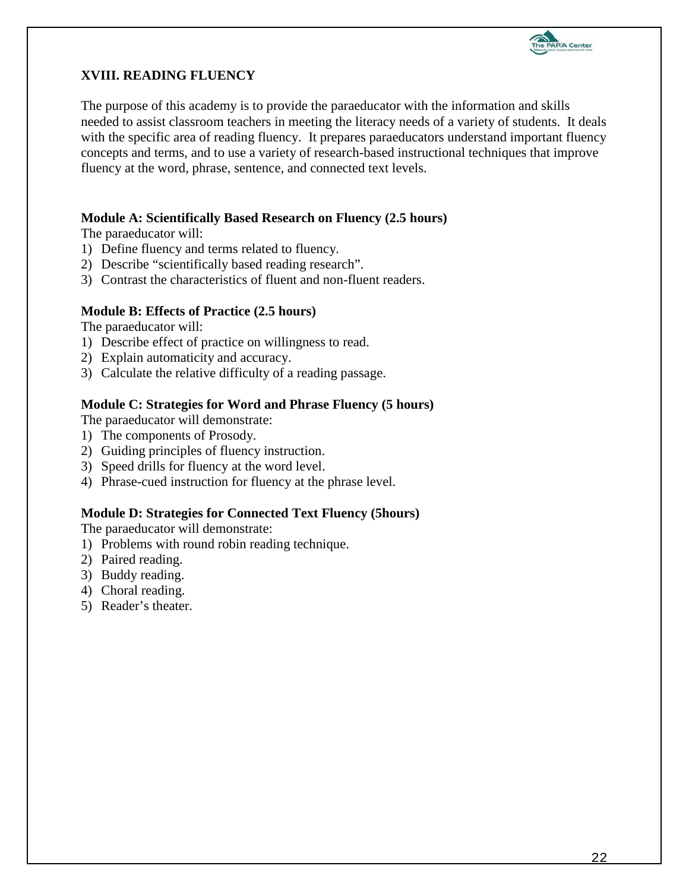## XVIII. READING FLUENCY

The purpose of this academy is to provide the paraeducator with the information and skills needed to assist classroom teachers in meeting the literacy needs of a variety of students. It deals with the specific area of reading fluency. It prepares paraeducators understand important fluency concepts and terms, and to use a variety of research-based instructional techniques that improve fluency at the word, phrase, sentence, and connected text levels.

**Module A: Scientifically Based Research on Fluency (2.5 hours)**

The paraeducator will:

1) Define fluency and terms related to fluency.
2) Describe "scientifically based reading research".
3) Contrast the characteristics of fluent and non-fluent readers.

**Module B: Effects of Practice (2.5 hours)**

The paraeducator will:

1) Describe effect of practice on willingness to read.
2) Explain automaticity and accuracy.
3) Calculate the relative difficulty of a reading passage.

**Module C: Strategies for Word and Phrase Fluency (5 hours)**

The paraeducator will demonstrate:

1) The components of Prosody.
2) Guiding principles of fluency instruction.
3) Speed drills for fluency at the word level.
4) Phrase-cued instruction for fluency at the phrase level.

**Module D: Strategies for Connected Text Fluency (5hours)**

The paraeducator will demonstrate:

1) Problems with round robin reading technique.
2) Paired reading.
3) Buddy reading.
4) Choral reading.
5) Reader's theater.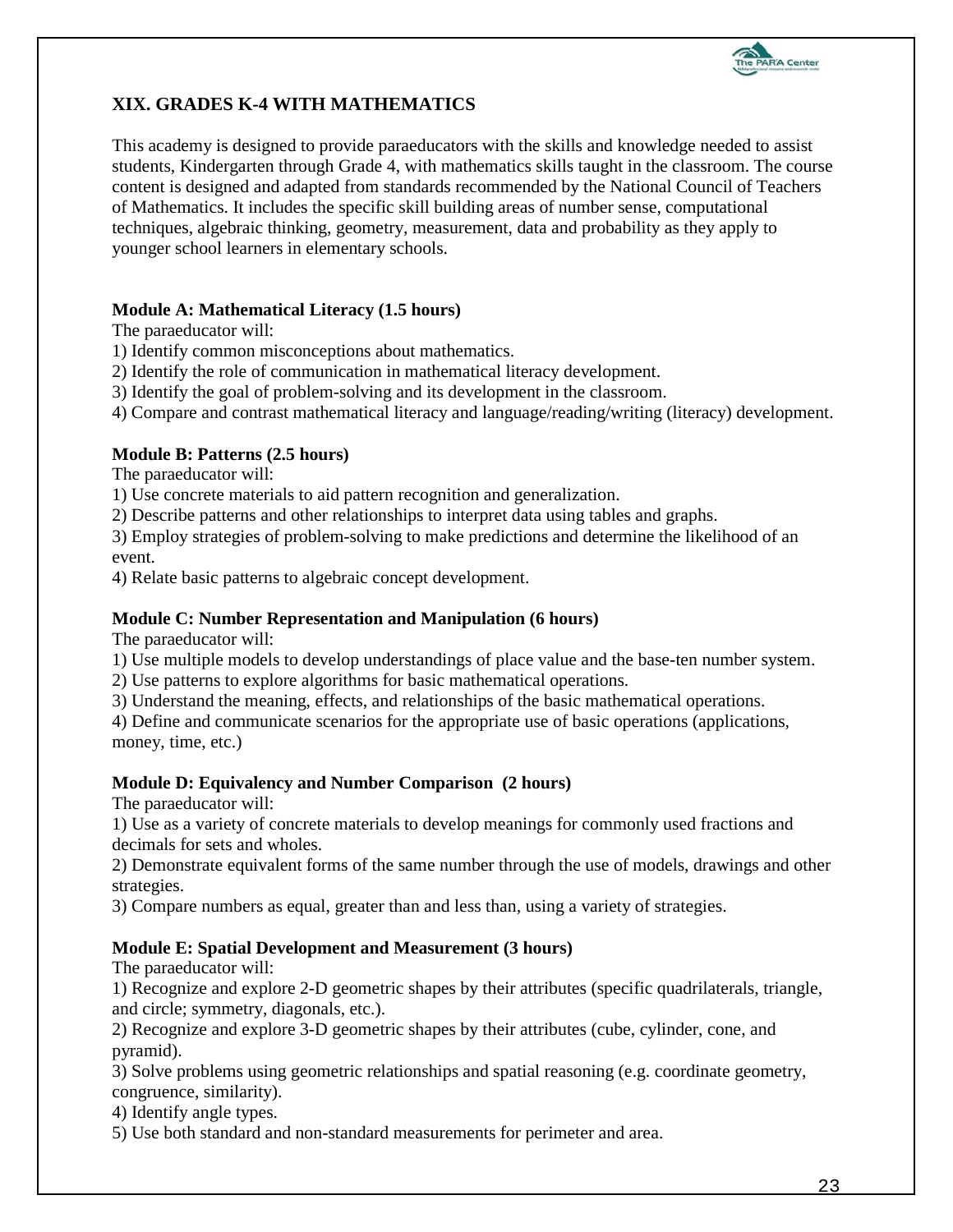## XIX. GRADES K-4 WITH MATHEMATICS

This academy is designed to provide paraeducators with the skills and knowledge needed to assist students, Kindergarten through Grade 4, with mathematics skills taught in the classroom. The course content is designed and adapted from standards recommended by the National Council of Teachers of Mathematics. It includes the specific skill building areas of number sense, computational techniques, algebraic thinking, geometry, measurement, data and probability as they apply to younger school learners in elementary schools.

**Module A: Mathematical Literacy (1.5 hours)**

The paraeducator will:

1) Identify common misconceptions about mathematics.
2) Identify the role of communication in mathematical literacy development.
3) Identify the goal of problem-solving and its development in the classroom.
4) Compare and contrast mathematical literacy and language/reading/writing (literacy) development.

**Module B: Patterns (2.5 hours)**

The paraeducator will:

1) Use concrete materials to aid pattern recognition and generalization.
2) Describe patterns and other relationships to interpret data using tables and graphs.
3) Employ strategies of problem-solving to make predictions and determine the likelihood of an event.
4) Relate basic patterns to algebraic concept development.

**Module C: Number Representation and Manipulation (6 hours)**

The paraeducator will:

1) Use multiple models to develop understandings of place value and the base-ten number system.
2) Use patterns to explore algorithms for basic mathematical operations.
3) Understand the meaning, effects, and relationships of the basic mathematical operations.
4) Define and communicate scenarios for the appropriate use of basic operations (applications, money, time, etc.)

**Module D: Equivalency and Number Comparison (2 hours)**

The paraeducator will:

1) Use as a variety of concrete materials to develop meanings for commonly used fractions and decimals for sets and wholes.
2) Demonstrate equivalent forms of the same number through the use of models, drawings and other strategies.
3) Compare numbers as equal, greater than and less than, using a variety of strategies.

**Module E: Spatial Development and Measurement (3 hours)**

The paraeducator will:

1) Recognize and explore 2-D geometric shapes by their attributes (specific quadrilaterals, triangle, and circle; symmetry, diagonals, etc.).
2) Recognize and explore 3-D geometric shapes by their attributes (cube, cylinder, cone, and pyramid).
3) Solve problems using geometric relationships and spatial reasoning (e.g. coordinate geometry, congruence, similarity).
4) Identify angle types.
5) Use both standard and non-standard measurements for perimeter and area.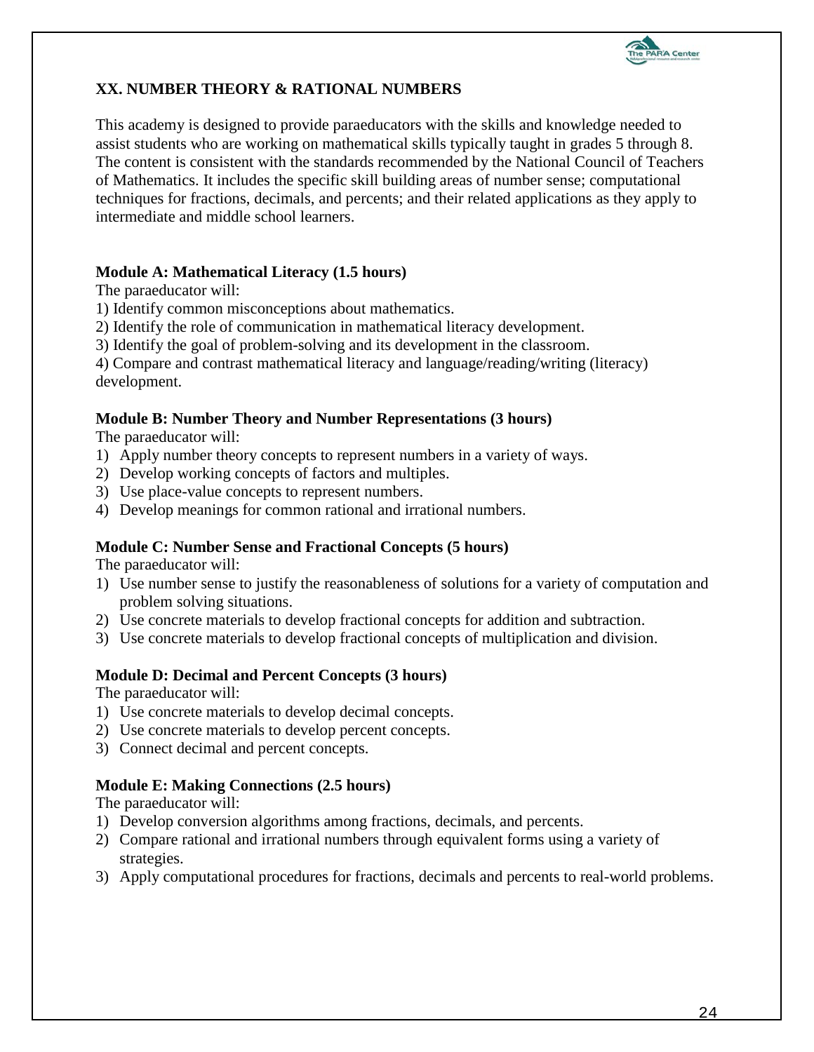## XX. NUMBER THEORY & RATIONAL NUMBERS

This academy is designed to provide paraeducators with the skills and knowledge needed to assist students who are working on mathematical skills typically taught in grades 5 through 8. The content is consistent with the standards recommended by the National Council of Teachers of Mathematics. It includes the specific skill building areas of number sense; computational techniques for fractions, decimals, and percents; and their related applications as they apply to intermediate and middle school learners.

**Module A: Mathematical Literacy (1.5 hours)**

The paraeducator will:

1) Identify common misconceptions about mathematics.
2) Identify the role of communication in mathematical literacy development.
3) Identify the goal of problem-solving and its development in the classroom.
4) Compare and contrast mathematical literacy and language/reading/writing (literacy) development.

**Module B: Number Theory and Number Representations (3 hours)**

The paraeducator will:

1) Apply number theory concepts to represent numbers in a variety of ways.
2) Develop working concepts of factors and multiples.
3) Use place-value concepts to represent numbers.
4) Develop meanings for common rational and irrational numbers.

**Module C: Number Sense and Fractional Concepts (5 hours)**

The paraeducator will:

1) Use number sense to justify the reasonableness of solutions for a variety of computation and problem solving situations.
2) Use concrete materials to develop fractional concepts for addition and subtraction.
3) Use concrete materials to develop fractional concepts of multiplication and division.

**Module D: Decimal and Percent Concepts (3 hours)**

The paraeducator will:

1) Use concrete materials to develop decimal concepts.
2) Use concrete materials to develop percent concepts.
3) Connect decimal and percent concepts.

**Module E: Making Connections (2.5 hours)**

The paraeducator will:

1) Develop conversion algorithms among fractions, decimals, and percents.
2) Compare rational and irrational numbers through equivalent forms using a variety of strategies.
3) Apply computational procedures for fractions, decimals and percents to real-world problems.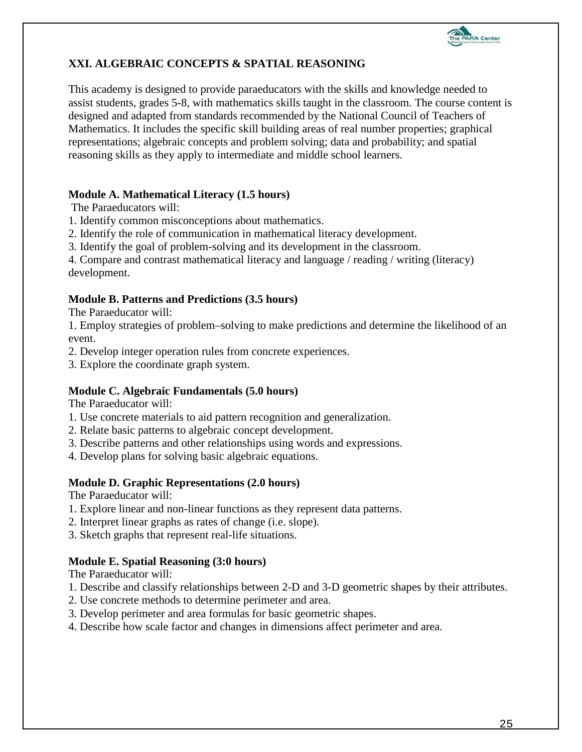## XXI. ALGEBRAIC CONCEPTS & SPATIAL REASONING

This academy is designed to provide paraeducators with the skills and knowledge needed to assist students, grades 5-8, with mathematics skills taught in the classroom. The course content is designed and adapted from standards recommended by the National Council of Teachers of Mathematics. It includes the specific skill building areas of real number properties; graphical representations; algebraic concepts and problem solving; data and probability; and spatial reasoning skills as they apply to intermediate and middle school learners.

### Module A. Mathematical Literacy (1.5 hours)

The Paraeducators will:

1. Identify common misconceptions about mathematics.
2. Identify the role of communication in mathematical literacy development.
3. Identify the goal of problem-solving and its development in the classroom.
4. Compare and contrast mathematical literacy and language / reading / writing (literacy) development.

### Module B. Patterns and Predictions (3.5 hours)

The Paraeducator will:

1. Employ strategies of problem–solving to make predictions and determine the likelihood of an event.
2. Develop integer operation rules from concrete experiences.
3. Explore the coordinate graph system.

### Module C. Algebraic Fundamentals (5.0 hours)

The Paraeducator will:

1. Use concrete materials to aid pattern recognition and generalization.
2. Relate basic patterns to algebraic concept development.
3. Describe patterns and other relationships using words and expressions.
4. Develop plans for solving basic algebraic equations.

### Module D. Graphic Representations (2.0 hours)

The Paraeducator will:

1. Explore linear and non-linear functions as they represent data patterns.
2. Interpret linear graphs as rates of change (i.e. slope).
3. Sketch graphs that represent real-life situations.

### Module E. Spatial Reasoning (3:0 hours)

The Paraeducator will:

1. Describe and classify relationships between 2-D and 3-D geometric shapes by their attributes.
2. Use concrete methods to determine perimeter and area.
3. Develop perimeter and area formulas for basic geometric shapes.
4. Describe how scale factor and changes in dimensions affect perimeter and area.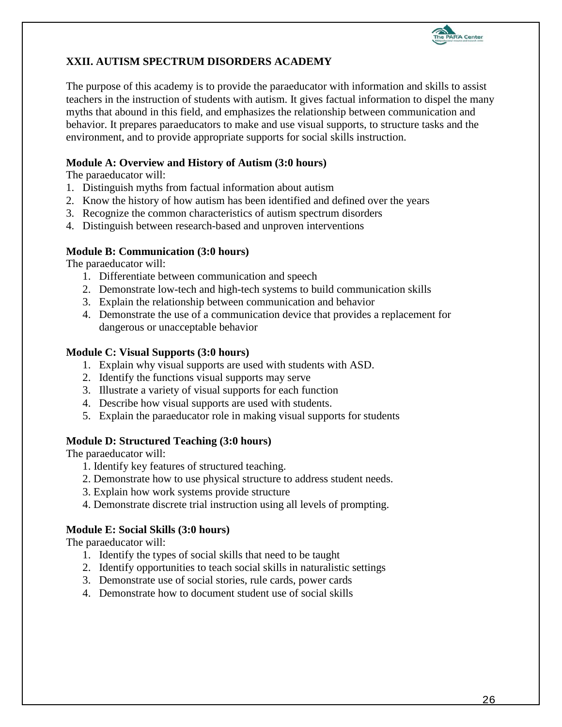## XXII. AUTISM SPECTRUM DISORDERS ACADEMY

The purpose of this academy is to provide the paraeducator with information and skills to assist teachers in the instruction of students with autism. It gives factual information to dispel the many myths that abound in this field, and emphasizes the relationship between communication and behavior. It prepares paraeducators to make and use visual supports, to structure tasks and the environment, and to provide appropriate supports for social skills instruction.

**Module A: Overview and History of Autism (3:0 hours)**

The paraeducator will:

1. Distinguish myths from factual information about autism
2. Know the history of how autism has been identified and defined over the years
3. Recognize the common characteristics of autism spectrum disorders
4. Distinguish between research-based and unproven interventions

**Module B: Communication (3:0 hours)**

The paraeducator will:

1. Differentiate between communication and speech
2. Demonstrate low-tech and high-tech systems to build communication skills
3. Explain the relationship between communication and behavior
4. Demonstrate the use of a communication device that provides a replacement for dangerous or unacceptable behavior

**Module C: Visual Supports (3:0 hours)**

1. Explain why visual supports are used with students with ASD.
2. Identify the functions visual supports may serve
3. Illustrate a variety of visual supports for each function
4. Describe how visual supports are used with students.
5. Explain the paraeducator role in making visual supports for students

**Module D: Structured Teaching (3:0 hours)**

The paraeducator will:

1. Identify key features of structured teaching.
2. Demonstrate how to use physical structure to address student needs.
3. Explain how work systems provide structure
4. Demonstrate discrete trial instruction using all levels of prompting.

**Module E: Social Skills (3:0 hours)**

The paraeducator will:

1. Identify the types of social skills that need to be taught
2. Identify opportunities to teach social skills in naturalistic settings
3. Demonstrate use of social stories, rule cards, power cards
4. Demonstrate how to document student use of social skills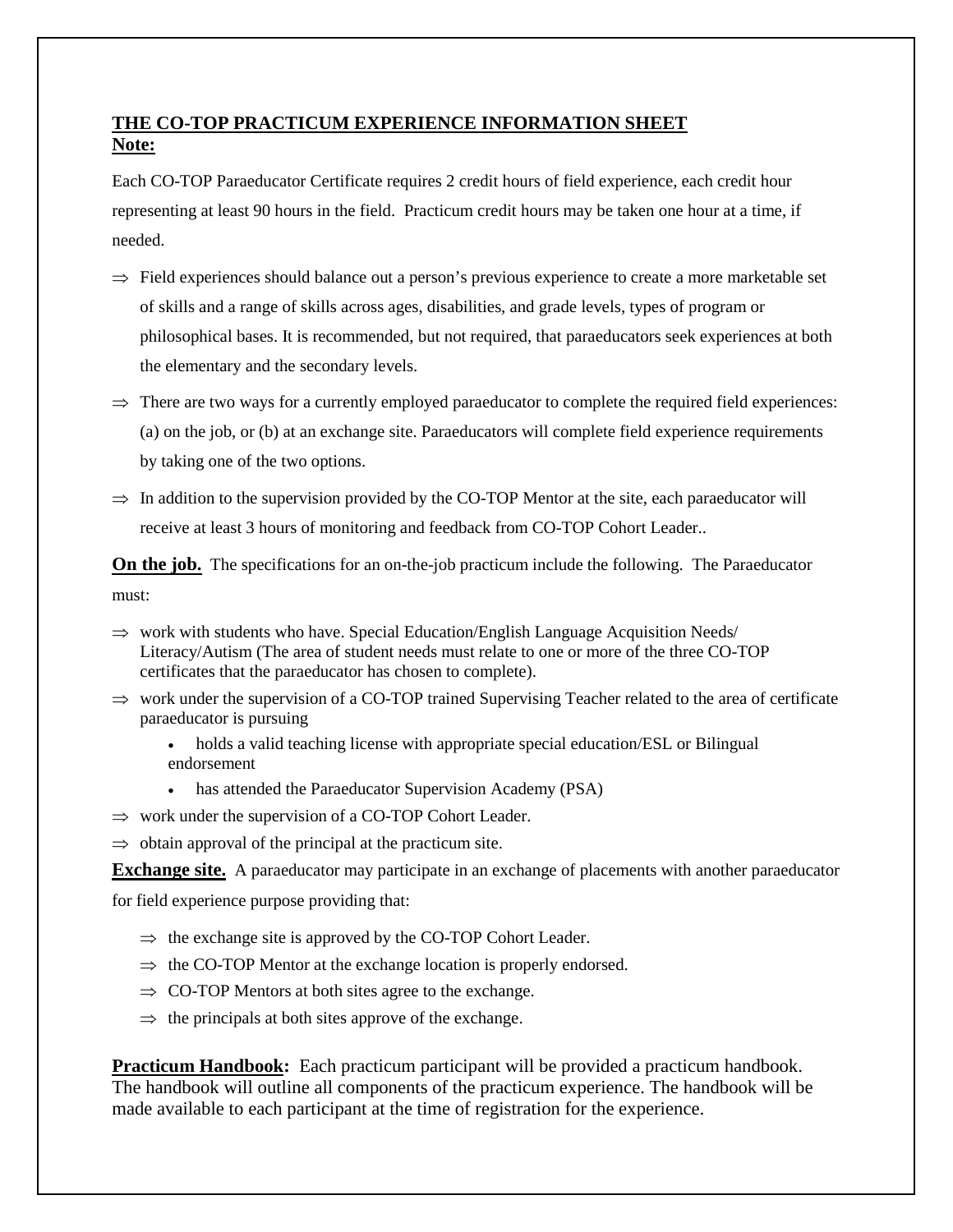**THE CO-TOP PRACTICUM EXPERIENCE INFORMATION SHEET**

**Note:**

Each CO-TOP Paraeducator Certificate requires 2 credit hours of field experience, each credit hour representing at least 90 hours in the field. Practicum credit hours may be taken one hour at a time, if needed.

⇒ Field experiences should balance out a person's previous experience to create a more marketable set of skills and a range of skills across ages, disabilities, and grade levels, types of program or philosophical bases. It is recommended, but not required, that paraeducators seek experiences at both the elementary and the secondary levels.

⇒ There are two ways for a currently employed paraeducator to complete the required field experiences: (a) on the job, or (b) at an exchange site. Paraeducators will complete field experience requirements by taking one of the two options.

⇒ In addition to the supervision provided by the CO-TOP Mentor at the site, each paraeducator will receive at least 3 hours of monitoring and feedback from CO-TOP Cohort Leader..

**On the job.** The specifications for an on-the-job practicum include the following. The Paraeducator must:

⇒ work with students who have. Special Education/English Language Acquisition Needs/ Literacy/Autism (The area of student needs must relate to one or more of the three CO-TOP certificates that the paraeducator has chosen to complete).

⇒ work under the supervision of a CO-TOP trained Supervising Teacher related to the area of certificate paraeducator is pursuing
- holds a valid teaching license with appropriate special education/ESL or Bilingual endorsement
- has attended the Paraeducator Supervision Academy (PSA)

⇒ work under the supervision of a CO-TOP Cohort Leader.

⇒ obtain approval of the principal at the practicum site.

**Exchange site.** A paraeducator may participate in an exchange of placements with another paraeducator for field experience purpose providing that:

⇒ the exchange site is approved by the CO-TOP Cohort Leader.

⇒ the CO-TOP Mentor at the exchange location is properly endorsed.

⇒ CO-TOP Mentors at both sites agree to the exchange.

⇒ the principals at both sites approve of the exchange.

**Practicum Handbook:** Each practicum participant will be provided a practicum handbook. The handbook will outline all components of the practicum experience. The handbook will be made available to each participant at the time of registration for the experience.